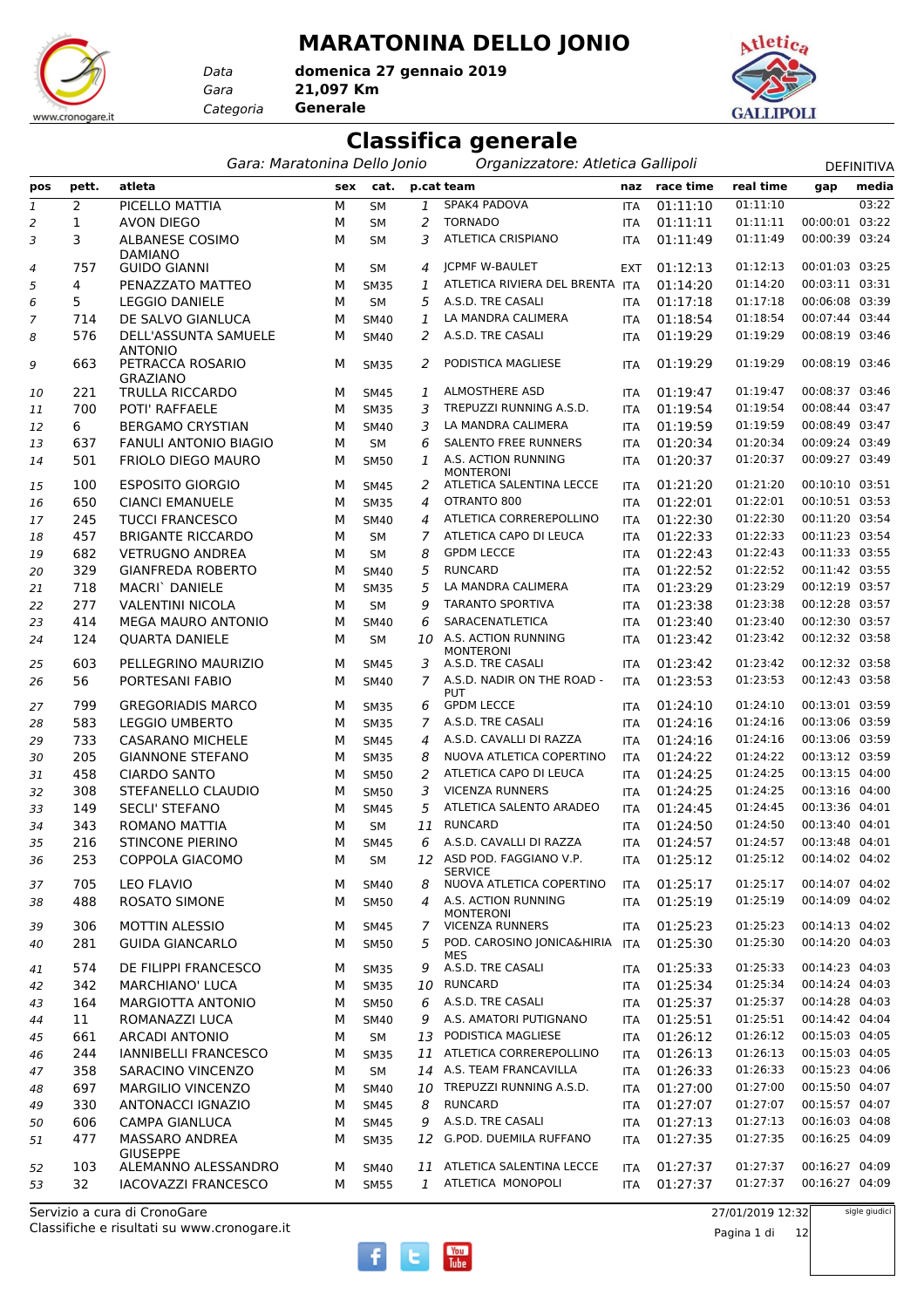# MARATONINA DELLO JONIO

*Data* **domenica 27 gennaio 2019**
*Gara* **21,097 Km**
*Categoria* **Generale**

## Classifica generale

*Gara: Maratonina Dello Jonio* *Organizzatore: Atletica Gallipoli* DEFINITIVA

| pos | pett. | atleta | sex | cat. | p.cat | team | naz | race time | real time | gap | media |
|---|---|---|---|---|---|---|---|---|---|---|---|
| 1 | 2 | PICELLO MATTIA | M | SM | 1 | SPAK4 PADOVA | ITA | 01:11:10 | 01:11:10 | | 03:22 |
| 2 | 1 | AVON DIEGO | M | SM | 2 | TORNADO | ITA | 01:11:11 | 01:11:11 | 00:00:01 | 03:22 |
| 3 | 3 | ALBANESE COSIMO DAMIANO | M | SM | 3 | ATLETICA CRISPIANO | ITA | 01:11:49 | 01:11:49 | 00:00:39 | 03:24 |
| 4 | 757 | GUIDO GIANNI | M | SM | 4 | JCPMF W-BAULET | EXT | 01:12:13 | 01:12:13 | 00:01:03 | 03:25 |
| 5 | 4 | PENAZZATO MATTEO | M | SM35 | 1 | ATLETICA RIVIERA DEL BRENTA | ITA | 01:14:20 | 01:14:20 | 00:03:11 | 03:31 |
| 6 | 5 | LEGGIO DANIELE | M | SM | 5 | A.S.D. TRE CASALI | ITA | 01:17:18 | 01:17:18 | 00:06:08 | 03:39 |
| 7 | 714 | DE SALVO GIANLUCA | M | SM40 | 1 | LA MANDRA CALIMERA | ITA | 01:18:54 | 01:18:54 | 00:07:44 | 03:44 |
| 8 | 576 | DELL'ASSUNTA SAMUELE ANTONIO | M | SM40 | 2 | A.S.D. TRE CASALI | ITA | 01:19:29 | 01:19:29 | 00:08:19 | 03:46 |
| 9 | 663 | PETRACCA ROSARIO GRAZIANO | M | SM35 | 2 | PODISTICA MAGLIESE | ITA | 01:19:29 | 01:19:29 | 00:08:19 | 03:46 |
| 10 | 221 | TRULLA RICCARDO | M | SM45 | 1 | ALMOSTHERE ASD | ITA | 01:19:47 | 01:19:47 | 00:08:37 | 03:46 |
| 11 | 700 | POTI' RAFFAELE | M | SM35 | 3 | TREPUZZI RUNNING A.S.D. | ITA | 01:19:54 | 01:19:54 | 00:08:44 | 03:47 |
| 12 | 6 | BERGAMO CRYSTIAN | M | SM40 | 3 | LA MANDRA CALIMERA | ITA | 01:19:59 | 01:19:59 | 00:08:49 | 03:47 |
| 13 | 637 | FANULI ANTONIO BIAGIO | M | SM | 6 | SALENTO FREE RUNNERS | ITA | 01:20:34 | 01:20:34 | 00:09:24 | 03:49 |
| 14 | 501 | FRIOLO DIEGO MAURO | M | SM50 | 1 | A.S. ACTION RUNNING MONTERONI | ITA | 01:20:37 | 01:20:37 | 00:09:27 | 03:49 |
| 15 | 100 | ESPOSITO GIORGIO | M | SM45 | 2 | ATLETICA SALENTINA LECCE | ITA | 01:21:20 | 01:21:20 | 00:10:10 | 03:51 |
| 16 | 650 | CIANCI EMANUELE | M | SM35 | 4 | OTRANTO 800 | ITA | 01:22:01 | 01:22:01 | 00:10:51 | 03:53 |
| 17 | 245 | TUCCI FRANCESCO | M | SM40 | 4 | ATLETICA CORREREPOLLINO | ITA | 01:22:30 | 01:22:30 | 00:11:20 | 03:54 |
| 18 | 457 | BRIGANTE RICCARDO | M | SM | 7 | ATLETICA CAPO DI LEUCA | ITA | 01:22:33 | 01:22:33 | 00:11:23 | 03:54 |
| 19 | 682 | VETRUGNO ANDREA | M | SM | 8 | GPDM LECCE | ITA | 01:22:43 | 01:22:43 | 00:11:33 | 03:55 |
| 20 | 329 | GIANFREDA ROBERTO | M | SM40 | 5 | RUNCARD | ITA | 01:22:52 | 01:22:52 | 00:11:42 | 03:55 |
| 21 | 718 | MACRI` DANIELE | M | SM35 | 5 | LA MANDRA CALIMERA | ITA | 01:23:29 | 01:23:29 | 00:12:19 | 03:57 |
| 22 | 277 | VALENTINI NICOLA | M | SM | 9 | TARANTO SPORTIVA | ITA | 01:23:38 | 01:23:38 | 00:12:28 | 03:57 |
| 23 | 414 | MEGA MAURO ANTONIO | M | SM40 | 6 | SARACENATLETICA | ITA | 01:23:40 | 01:23:40 | 00:12:30 | 03:57 |
| 24 | 124 | QUARTA DANIELE | M | SM | 10 | A.S. ACTION RUNNING MONTERONI | ITA | 01:23:42 | 01:23:42 | 00:12:32 | 03:58 |
| 25 | 603 | PELLEGRINO MAURIZIO | M | SM45 | 3 | A.S.D. TRE CASALI | ITA | 01:23:42 | 01:23:42 | 00:12:32 | 03:58 |
| 26 | 56 | PORTESANI FABIO | M | SM40 | 7 | A.S.D. NADIR ON THE ROAD - PUT | ITA | 01:23:53 | 01:23:53 | 00:12:43 | 03:58 |
| 27 | 799 | GREGORIADIS MARCO | M | SM35 | 6 | GPDM LECCE | ITA | 01:24:10 | 01:24:10 | 00:13:01 | 03:59 |
| 28 | 583 | LEGGIO UMBERTO | M | SM35 | 7 | A.S.D. TRE CASALI | ITA | 01:24:16 | 01:24:16 | 00:13:06 | 03:59 |
| 29 | 733 | CASARANO MICHELE | M | SM45 | 4 | A.S.D. CAVALLI DI RAZZA | ITA | 01:24:16 | 01:24:16 | 00:13:06 | 03:59 |
| 30 | 205 | GIANNONE STEFANO | M | SM35 | 8 | NUOVA ATLETICA COPERTINO | ITA | 01:24:22 | 01:24:22 | 00:13:12 | 03:59 |
| 31 | 458 | CIARDO SANTO | M | SM50 | 2 | ATLETICA CAPO DI LEUCA | ITA | 01:24:25 | 01:24:25 | 00:13:15 | 04:00 |
| 32 | 308 | STEFANELLO CLAUDIO | M | SM50 | 3 | VICENZA RUNNERS | ITA | 01:24:25 | 01:24:25 | 00:13:16 | 04:00 |
| 33 | 149 | SECLI' STEFANO | M | SM45 | 5 | ATLETICA SALENTO ARADEO | ITA | 01:24:45 | 01:24:45 | 00:13:36 | 04:01 |
| 34 | 343 | ROMANO MATTIA | M | SM | 11 | RUNCARD | ITA | 01:24:50 | 01:24:50 | 00:13:40 | 04:01 |
| 35 | 216 | STINCONE PIERINO | M | SM45 | 6 | A.S.D. CAVALLI DI RAZZA | ITA | 01:24:57 | 01:24:57 | 00:13:48 | 04:01 |
| 36 | 253 | COPPOLA GIACOMO | M | SM | 12 | ASD POD. FAGGIANO V.P. SERVICE | ITA | 01:25:12 | 01:25:12 | 00:14:02 | 04:02 |
| 37 | 705 | LEO FLAVIO | M | SM40 | 8 | NUOVA ATLETICA COPERTINO | ITA | 01:25:17 | 01:25:17 | 00:14:07 | 04:02 |
| 38 | 488 | ROSATO SIMONE | M | SM50 | 4 | A.S. ACTION RUNNING MONTERONI | ITA | 01:25:19 | 01:25:19 | 00:14:09 | 04:02 |
| 39 | 306 | MOTTIN ALESSIO | M | SM45 | 7 | VICENZA RUNNERS | ITA | 01:25:23 | 01:25:23 | 00:14:13 | 04:02 |
| 40 | 281 | GUIDA GIANCARLO | M | SM50 | 5 | POD. CAROSINO JONICA&HIRIA MES | ITA | 01:25:30 | 01:25:30 | 00:14:20 | 04:03 |
| 41 | 574 | DE FILIPPI FRANCESCO | M | SM35 | 9 | A.S.D. TRE CASALI | ITA | 01:25:33 | 01:25:33 | 00:14:23 | 04:03 |
| 42 | 342 | MARCHIANO' LUCA | M | SM35 | 10 | RUNCARD | ITA | 01:25:34 | 01:25:34 | 00:14:24 | 04:03 |
| 43 | 164 | MARGIOTTA ANTONIO | M | SM50 | 6 | A.S.D. TRE CASALI | ITA | 01:25:37 | 01:25:37 | 00:14:28 | 04:03 |
| 44 | 11 | ROMANAZZI LUCA | M | SM40 | 9 | A.S. AMATORI PUTIGNANO | ITA | 01:25:51 | 01:25:51 | 00:14:42 | 04:04 |
| 45 | 661 | ARCADI ANTONIO | M | SM | 13 | PODISTICA MAGLIESE | ITA | 01:26:12 | 01:26:12 | 00:15:03 | 04:05 |
| 46 | 244 | IANNIBELLI FRANCESCO | M | SM35 | 11 | ATLETICA CORREREPOLLINO | ITA | 01:26:13 | 01:26:13 | 00:15:03 | 04:05 |
| 47 | 358 | SARACINO VINCENZO | M | SM | 14 | A.S. TEAM FRANCAVILLA | ITA | 01:26:33 | 01:26:33 | 00:15:23 | 04:06 |
| 48 | 697 | MARGILIO VINCENZO | M | SM40 | 10 | TREPUZZI RUNNING A.S.D. | ITA | 01:27:00 | 01:27:00 | 00:15:50 | 04:07 |
| 49 | 330 | ANTONACCI IGNAZIO | M | SM45 | 8 | RUNCARD | ITA | 01:27:07 | 01:27:07 | 00:15:57 | 04:07 |
| 50 | 606 | CAMPA GIANLUCA | M | SM45 | 9 | A.S.D. TRE CASALI | ITA | 01:27:13 | 01:27:13 | 00:16:03 | 04:08 |
| 51 | 477 | MASSARO ANDREA GIUSEPPE | M | SM35 | 12 | G.POD. DUEMILA RUFFANO | ITA | 01:27:35 | 01:27:35 | 00:16:25 | 04:09 |
| 52 | 103 | ALEMANNO ALESSANDRO | M | SM40 | 11 | ATLETICA SALENTINA LECCE | ITA | 01:27:37 | 01:27:37 | 00:16:27 | 04:09 |
| 53 | 32 | IACOVAZZI FRANCESCO | M | SM55 | 1 | ATLETICA MONOPOLI | ITA | 01:27:37 | 01:27:37 | 00:16:27 | 04:09 |

Servizio a cura di CronoGare
Classifiche e risultati su www.cronogare.it

27/01/2019 12:32

sigle giudici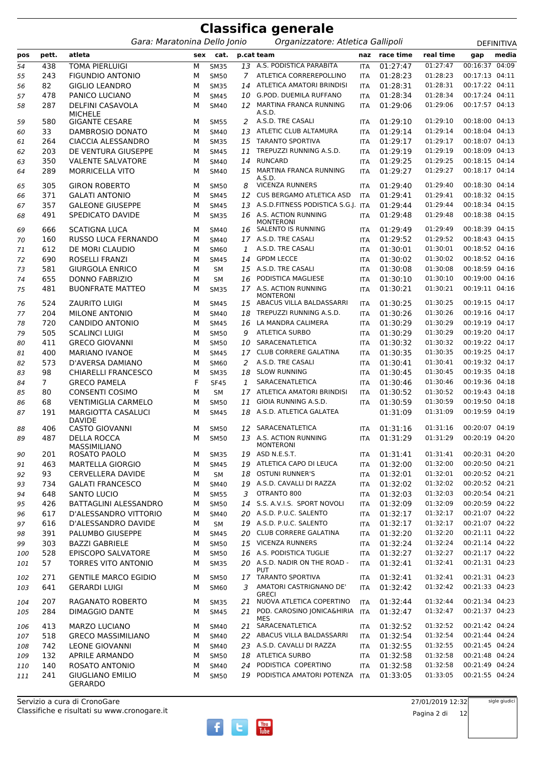# Classifica generale

*Gara: Maratonina Dello Jonio* *Organizzatore: Atletica Gallipoli* DEFINITIVA

| pos | pett. | atleta | sex | cat. | p.cat | team | naz | race time | real time | gap | media |
|---|---|---|---|---|---|---|---|---|---|---|---|
| 54 | 438 | TOMA PIERLUIGI | M | SM35 | 13 | A.S. PODISTICA PARABITA | ITA | 01:27:47 | 01:27:47 | 00:16:37 | 04:09 |
| 55 | 243 | FIGUNDIO ANTONIO | M | SM50 | 7 | ATLETICA CORREREPOLLINO | ITA | 01:28:23 | 01:28:23 | 00:17:13 | 04:11 |
| 56 | 82 | GIGLIO LEANDRO | M | SM35 | 14 | ATLETICA AMATORI BRINDISI | ITA | 01:28:31 | 01:28:31 | 00:17:22 | 04:11 |
| 57 | 478 | PANICO LUCIANO | M | SM45 | 10 | G.POD. DUEMILA RUFFANO | ITA | 01:28:34 | 01:28:34 | 00:17:24 | 04:11 |
| 58 | 287 | DELFINI CASAVOLA MICHELE | M | SM40 | 12 | MARTINA FRANCA RUNNING A.S.D. | ITA | 01:29:06 | 01:29:06 | 00:17:57 | 04:13 |
| 59 | 580 | GIGANTE CESARE | M | SM55 | 2 | A.S.D. TRE CASALI | ITA | 01:29:10 | 01:29:10 | 00:18:00 | 04:13 |
| 60 | 33 | DAMBROSIO DONATO | M | SM40 | 13 | ATLETIC CLUB ALTAMURA | ITA | 01:29:14 | 01:29:14 | 00:18:04 | 04:13 |
| 61 | 264 | CIACCIA ALESSANDRO | M | SM35 | 15 | TARANTO SPORTIVA | ITA | 01:29:17 | 01:29:17 | 00:18:07 | 04:13 |
| 62 | 203 | DE VENTURA GIUSEPPE | M | SM45 | 11 | TREPUZZI RUNNING A.S.D. | ITA | 01:29:19 | 01:29:19 | 00:18:09 | 04:13 |
| 63 | 350 | VALENTE SALVATORE | M | SM40 | 14 | RUNCARD | ITA | 01:29:25 | 01:29:25 | 00:18:15 | 04:14 |
| 64 | 289 | MORRICELLA VITO | M | SM40 | 15 | MARTINA FRANCA RUNNING A.S.D. | ITA | 01:29:27 | 01:29:27 | 00:18:17 | 04:14 |
| 65 | 305 | GIRON ROBERTO | M | SM50 | 8 | VICENZA RUNNERS | ITA | 01:29:40 | 01:29:40 | 00:18:30 | 04:14 |
| 66 | 371 | GALATI ANTONIO | M | SM45 | 12 | CUS BERGAMO ATLETICA ASD | ITA | 01:29:41 | 01:29:41 | 00:18:32 | 04:15 |
| 67 | 357 | GALEONE GIUSEPPE | M | SM45 | 13 | A.S.D.FITNESS PODISTICA S.G.J. | ITA | 01:29:44 | 01:29:44 | 00:18:34 | 04:15 |
| 68 | 491 | SPEDICATO DAVIDE | M | SM35 | 16 | A.S. ACTION RUNNING MONTERONI | ITA | 01:29:48 | 01:29:48 | 00:18:38 | 04:15 |
| 69 | 666 | SCATIGNA LUCA | M | SM40 | 16 | SALENTO IS RUNNING | ITA | 01:29:49 | 01:29:49 | 00:18:39 | 04:15 |
| 70 | 160 | RUSSO LUCA FERNANDO | M | SM40 | 17 | A.S.D. TRE CASALI | ITA | 01:29:52 | 01:29:52 | 00:18:43 | 04:15 |
| 71 | 612 | DE MORI CLAUDIO | M | SM60 | 1 | A.S.D. TRE CASALI | ITA | 01:30:01 | 01:30:01 | 00:18:52 | 04:16 |
| 72 | 690 | ROSELLI FRANZI | M | SM45 | 14 | GPDM LECCE | ITA | 01:30:02 | 01:30:02 | 00:18:52 | 04:16 |
| 73 | 581 | GIURGOLA ENRICO | M | SM | 15 | A.S.D. TRE CASALI | ITA | 01:30:08 | 01:30:08 | 00:18:59 | 04:16 |
| 74 | 655 | DONNO FABRIZIO | M | SM | 16 | PODISTICA MAGLIESE | ITA | 01:30:10 | 01:30:10 | 00:19:00 | 04:16 |
| 75 | 481 | BUONFRATE MATTEO | M | SM35 | 17 | A.S. ACTION RUNNING MONTERONI | ITA | 01:30:21 | 01:30:21 | 00:19:11 | 04:16 |
| 76 | 524 | ZAURITO LUIGI | M | SM45 | 15 | ABACUS VILLA BALDASSARRI | ITA | 01:30:25 | 01:30:25 | 00:19:15 | 04:17 |
| 77 | 204 | MILONE ANTONIO | M | SM40 | 18 | TREPUZZI RUNNING A.S.D. | ITA | 01:30:26 | 01:30:26 | 00:19:16 | 04:17 |
| 78 | 720 | CANDIDO ANTONIO | M | SM45 | 16 | LA MANDRA CALIMERA | ITA | 01:30:29 | 01:30:29 | 00:19:19 | 04:17 |
| 79 | 505 | SCALINCI LUIGI | M | SM50 | 9 | ATLETICA SURBO | ITA | 01:30:29 | 01:30:29 | 00:19:20 | 04:17 |
| 80 | 411 | GRECO GIOVANNI | M | SM50 | 10 | SARACENATLETICA | ITA | 01:30:32 | 01:30:32 | 00:19:22 | 04:17 |
| 81 | 400 | MARIANO IVANOE | M | SM45 | 17 | CLUB CORRERE GALATINA | ITA | 01:30:35 | 01:30:35 | 00:19:25 | 04:17 |
| 82 | 573 | D'AVERSA DAMIANO | M | SM60 | 2 | A.S.D. TRE CASALI | ITA | 01:30:41 | 01:30:41 | 00:19:32 | 04:17 |
| 83 | 98 | CHIARELLI FRANCESCO | M | SM35 | 18 | SLOW RUNNING | ITA | 01:30:45 | 01:30:45 | 00:19:35 | 04:18 |
| 84 | 7 | GRECO PAMELA | F | SF45 | 1 | SARACENATLETICA | ITA | 01:30:46 | 01:30:46 | 00:19:36 | 04:18 |
| 85 | 80 | CONSENTI COSIMO | M | SM | 17 | ATLETICA AMATORI BRINDISI | ITA | 01:30:52 | 01:30:52 | 00:19:43 | 04:18 |
| 86 | 68 | VENTIMIGLIA CARMELO | M | SM50 | 11 | GIOIA RUNNING A.S.D. | ITA | 01:30:59 | 01:30:59 | 00:19:50 | 04:18 |
| 87 | 191 | MARGIOTTA CASALUCI DAVIDE | M | SM45 | 18 | A.S.D. ATLETICA GALATEA | | 01:31:09 | 01:31:09 | 00:19:59 | 04:19 |
| 88 | 406 | CASTO GIOVANNI | M | SM50 | 12 | SARACENATLETICA | ITA | 01:31:16 | 01:31:16 | 00:20:07 | 04:19 |
| 89 | 487 | DELLA ROCCA MASSIMILIANO | M | SM50 | 13 | A.S. ACTION RUNNING MONTERONI | ITA | 01:31:29 | 01:31:29 | 00:20:19 | 04:20 |
| 90 | 201 | ROSATO PAOLO | M | SM35 | 19 | ASD N.E.S.T. | ITA | 01:31:41 | 01:31:41 | 00:20:31 | 04:20 |
| 91 | 463 | MARTELLA GIORGIO | M | SM45 | 19 | ATLETICA CAPO DI LEUCA | ITA | 01:32:00 | 01:32:00 | 00:20:50 | 04:21 |
| 92 | 93 | CERVELLERA DAVIDE | M | SM | 18 | OSTUNI RUNNER'S | ITA | 01:32:01 | 01:32:01 | 00:20:52 | 04:21 |
| 93 | 734 | GALATI FRANCESCO | M | SM40 | 19 | A.S.D. CAVALLI DI RAZZA | ITA | 01:32:02 | 01:32:02 | 00:20:52 | 04:21 |
| 94 | 648 | SANTO LUCIO | M | SM55 | 3 | OTRANTO 800 | ITA | 01:32:03 | 01:32:03 | 00:20:54 | 04:21 |
| 95 | 426 | BATTAGLINI ALESSANDRO | M | SM50 | 14 | S.S. A.V.I.S. SPORT NOVOLI | ITA | 01:32:09 | 01:32:09 | 00:20:59 | 04:22 |
| 96 | 617 | D'ALESSANDRO VITTORIO | M | SM40 | 20 | A.S.D. P.U.C. SALENTO | ITA | 01:32:17 | 01:32:17 | 00:21:07 | 04:22 |
| 97 | 616 | D'ALESSANDRO DAVIDE | M | SM | 19 | A.S.D. P.U.C. SALENTO | ITA | 01:32:17 | 01:32:17 | 00:21:07 | 04:22 |
| 98 | 391 | PALUMBO GIUSEPPE | M | SM45 | 20 | CLUB CORRERE GALATINA | ITA | 01:32:20 | 01:32:20 | 00:21:11 | 04:22 |
| 99 | 303 | BAZZI GABRIELE | M | SM50 | 15 | VICENZA RUNNERS | ITA | 01:32:24 | 01:32:24 | 00:21:14 | 04:22 |
| 100 | 528 | EPISCOPO SALVATORE | M | SM50 | 16 | A.S. PODISTICA TUGLIE | ITA | 01:32:27 | 01:32:27 | 00:21:17 | 04:22 |
| 101 | 57 | TORRES VITO ANTONIO | M | SM35 | 20 | A.S.D. NADIR ON THE ROAD - PUT | ITA | 01:32:41 | 01:32:41 | 00:21:31 | 04:23 |
| 102 | 271 | GENTILE MARCO EGIDIO | M | SM50 | 17 | TARANTO SPORTIVA | ITA | 01:32:41 | 01:32:41 | 00:21:31 | 04:23 |
| 103 | 641 | GERARDI LUIGI | M | SM60 | 3 | AMATORI CASTRIGNANO DE' GRECI | ITA | 01:32:42 | 01:32:42 | 00:21:33 | 04:23 |
| 104 | 207 | RAGANATO ROBERTO | M | SM35 | 21 | NUOVA ATLETICA COPERTINO | ITA | 01:32:44 | 01:32:44 | 00:21:34 | 04:23 |
| 105 | 284 | DIMAGGIO DANTE | M | SM45 | 21 | POD. CAROSINO JONICA&HIRIA MES | ITA | 01:32:47 | 01:32:47 | 00:21:37 | 04:23 |
| 106 | 413 | MARZO LUCIANO | M | SM40 | 21 | SARACENATLETICA | ITA | 01:32:52 | 01:32:52 | 00:21:42 | 04:24 |
| 107 | 518 | GRECO MASSIMILIANO | M | SM40 | 22 | ABACUS VILLA BALDASSARRI | ITA | 01:32:54 | 01:32:54 | 00:21:44 | 04:24 |
| 108 | 742 | LEONE GIOVANNI | M | SM40 | 23 | A.S.D. CAVALLI DI RAZZA | ITA | 01:32:55 | 01:32:55 | 00:21:45 | 04:24 |
| 109 | 132 | APRILE ARMANDO | M | SM50 | 18 | ATLETICA SURBO | ITA | 01:32:58 | 01:32:58 | 00:21:48 | 04:24 |
| 110 | 140 | ROSATO ANTONIO | M | SM40 | 24 | PODISTICA COPERTINO | ITA | 01:32:58 | 01:32:58 | 00:21:49 | 04:24 |
| 111 | 241 | GIUGLIANO EMILIO GERARDO | M | SM50 | 19 | PODISTICA AMATORI POTENZA | ITA | 01:33:05 | 01:33:05 | 00:21:55 | 04:24 |

Servizio a cura di CronoGare
Classifiche e risultati su www.cronogare.it

27/01/2019 12:32

sigle giudici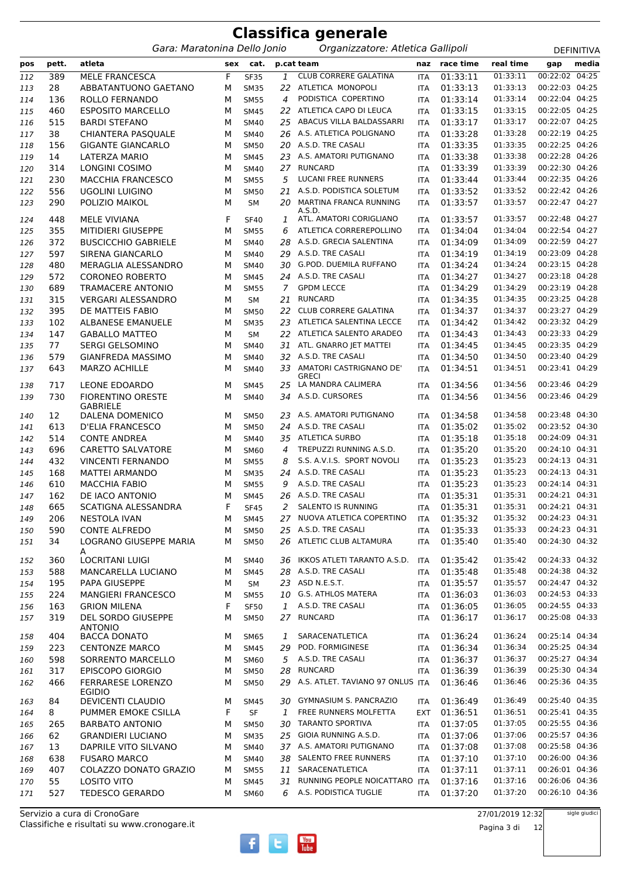# Classifica generale

*Gara: Maratonina Dello Jonio* *Organizzatore: Atletica Gallipoli* DEFINITIVA

| pos | pett. | atleta | sex | cat. | p.cat | team | naz | race time | real time | gap | media |
|---|---|---|---|---|---|---|---|---|---|---|---|
| 112 | 389 | MELE FRANCESCA | F | SF35 | 1 | CLUB CORRERE GALATINA | ITA | 01:33:11 | 01:33:11 | 00:22:02 | 04:25 |
| 113 | 28 | ABBATANTUONO GAETANO | M | SM35 | 22 | ATLETICA MONOPOLI | ITA | 01:33:13 | 01:33:13 | 00:22:03 | 04:25 |
| 114 | 136 | ROLLO FERNANDO | M | SM55 | 4 | PODISTICA COPERTINO | ITA | 01:33:14 | 01:33:14 | 00:22:04 | 04:25 |
| 115 | 460 | ESPOSITO MARCELLO | M | SM45 | 22 | ATLETICA CAPO DI LEUCA | ITA | 01:33:15 | 01:33:15 | 00:22:05 | 04:25 |
| 116 | 515 | BARDI STEFANO | M | SM40 | 25 | ABACUS VILLA BALDASSARRI | ITA | 01:33:17 | 01:33:17 | 00:22:07 | 04:25 |
| 117 | 38 | CHIANTERA PASQUALE | M | SM40 | 26 | A.S. ATLETICA POLIGNANO | ITA | 01:33:28 | 01:33:28 | 00:22:19 | 04:25 |
| 118 | 156 | GIGANTE GIANCARLO | M | SM50 | 20 | A.S.D. TRE CASALI | ITA | 01:33:35 | 01:33:35 | 00:22:25 | 04:26 |
| 119 | 14 | LATERZA MARIO | M | SM45 | 23 | A.S. AMATORI PUTIGNANO | ITA | 01:33:38 | 01:33:38 | 00:22:28 | 04:26 |
| 120 | 314 | LONGINI COSIMO | M | SM40 | 27 | RUNCARD | ITA | 01:33:39 | 01:33:39 | 00:22:30 | 04:26 |
| 121 | 230 | MACCHIA FRANCESCO | M | SM55 | 5 | LUCANI FREE RUNNERS | ITA | 01:33:44 | 01:33:44 | 00:22:35 | 04:26 |
| 122 | 556 | UGOLINI LUIGINO | M | SM50 | 21 | A.S.D. PODISTICA SOLETUM | ITA | 01:33:52 | 01:33:52 | 00:22:42 | 04:26 |
| 123 | 290 | POLIZIO MAIKOL | M | SM | 20 | MARTINA FRANCA RUNNING A.S.D. | ITA | 01:33:57 | 01:33:57 | 00:22:47 | 04:27 |
| 124 | 448 | MELE VIVIANA | F | SF40 | 1 | ATL. AMATORI CORIGLIANO | ITA | 01:33:57 | 01:33:57 | 00:22:48 | 04:27 |
| 125 | 355 | MITIDIERI GIUSEPPE | M | SM55 | 6 | ATLETICA CORREREPOLLINO | ITA | 01:34:04 | 01:34:04 | 00:22:54 | 04:27 |
| 126 | 372 | BUSCICCHIO GABRIELE | M | SM40 | 28 | A.S.D. GRECIA SALENTINA | ITA | 01:34:09 | 01:34:09 | 00:22:59 | 04:27 |
| 127 | 597 | SIRENA GIANCARLO | M | SM40 | 29 | A.S.D. TRE CASALI | ITA | 01:34:19 | 01:34:19 | 00:23:09 | 04:28 |
| 128 | 480 | MERAGLIA ALESSANDRO | M | SM40 | 30 | G.POD. DUEMILA RUFFANO | ITA | 01:34:24 | 01:34:24 | 00:23:15 | 04:28 |
| 129 | 572 | CORONEO ROBERTO | M | SM45 | 24 | A.S.D. TRE CASALI | ITA | 01:34:27 | 01:34:27 | 00:23:18 | 04:28 |
| 130 | 689 | TRAMACERE ANTONIO | M | SM55 | 7 | GPDM LECCE | ITA | 01:34:29 | 01:34:29 | 00:23:19 | 04:28 |
| 131 | 315 | VERGARI ALESSANDRO | M | SM | 21 | RUNCARD | ITA | 01:34:35 | 01:34:35 | 00:23:25 | 04:28 |
| 132 | 395 | DE MATTEIS FABIO | M | SM50 | 22 | CLUB CORRERE GALATINA | ITA | 01:34:37 | 01:34:37 | 00:23:27 | 04:29 |
| 133 | 102 | ALBANESE EMANUELE | M | SM35 | 23 | ATLETICA SALENTINA LECCE | ITA | 01:34:42 | 01:34:42 | 00:23:32 | 04:29 |
| 134 | 147 | GABALLO MATTEO | M | SM | 22 | ATLETICA SALENTO ARADEO | ITA | 01:34:43 | 01:34:43 | 00:23:33 | 04:29 |
| 135 | 77 | SERGI GELSOMINO | M | SM40 | 31 | ATL. GNARRO JET MATTEI | ITA | 01:34:45 | 01:34:45 | 00:23:35 | 04:29 |
| 136 | 579 | GIANFREDA MASSIMO | M | SM40 | 32 | A.S.D. TRE CASALI | ITA | 01:34:50 | 01:34:50 | 00:23:40 | 04:29 |
| 137 | 643 | MARZO ACHILLE | M | SM40 | 33 | AMATORI CASTRIGNANO DE' GRECI | ITA | 01:34:51 | 01:34:51 | 00:23:41 | 04:29 |
| 138 | 717 | LEONE EDOARDO | M | SM45 | 25 | LA MANDRA CALIMERA | ITA | 01:34:56 | 01:34:56 | 00:23:46 | 04:29 |
| 139 | 730 | FIORENTINO ORESTE GABRIELE | M | SM40 | 34 | A.S.D. CURSORES | ITA | 01:34:56 | 01:34:56 | 00:23:46 | 04:29 |
| 140 | 12 | DALENA DOMENICO | M | SM50 | 23 | A.S. AMATORI PUTIGNANO | ITA | 01:34:58 | 01:34:58 | 00:23:48 | 04:30 |
| 141 | 613 | D'ELIA FRANCESCO | M | SM50 | 24 | A.S.D. TRE CASALI | ITA | 01:35:02 | 01:35:02 | 00:23:52 | 04:30 |
| 142 | 514 | CONTE ANDREA | M | SM40 | 35 | ATLETICA SURBO | ITA | 01:35:18 | 01:35:18 | 00:24:09 | 04:31 |
| 143 | 696 | CARETTO SALVATORE | M | SM60 | 4 | TREPUZZI RUNNING A.S.D. | ITA | 01:35:20 | 01:35:20 | 00:24:10 | 04:31 |
| 144 | 432 | VINCENTI FERNANDO | M | SM55 | 8 | S.S. A.V.I.S. SPORT NOVOLI | ITA | 01:35:23 | 01:35:23 | 00:24:13 | 04:31 |
| 145 | 168 | MATTEI ARMANDO | M | SM35 | 24 | A.S.D. TRE CASALI | ITA | 01:35:23 | 01:35:23 | 00:24:13 | 04:31 |
| 146 | 610 | MACCHIA FABIO | M | SM55 | 9 | A.S.D. TRE CASALI | ITA | 01:35:23 | 01:35:23 | 00:24:14 | 04:31 |
| 147 | 162 | DE IACO ANTONIO | M | SM45 | 26 | A.S.D. TRE CASALI | ITA | 01:35:31 | 01:35:31 | 00:24:21 | 04:31 |
| 148 | 665 | SCATIGNA ALESSANDRA | F | SF45 | 2 | SALENTO IS RUNNING | ITA | 01:35:31 | 01:35:31 | 00:24:21 | 04:31 |
| 149 | 206 | NESTOLA IVAN | M | SM45 | 27 | NUOVA ATLETICA COPERTINO | ITA | 01:35:32 | 01:35:32 | 00:24:23 | 04:31 |
| 150 | 590 | CONTE ALFREDO | M | SM50 | 25 | A.S.D. TRE CASALI | ITA | 01:35:33 | 01:35:33 | 00:24:23 | 04:31 |
| 151 | 34 | LOGRANO GIUSEPPE MARIA A | M | SM50 | 26 | ATLETIC CLUB ALTAMURA | ITA | 01:35:40 | 01:35:40 | 00:24:30 | 04:32 |
| 152 | 360 | LOCRITANI LUIGI | M | SM40 | 36 | IKKOS ATLETI TARANTO A.S.D. | ITA | 01:35:42 | 01:35:42 | 00:24:33 | 04:32 |
| 153 | 588 | MANCARELLA LUCIANO | M | SM45 | 28 | A.S.D. TRE CASALI | ITA | 01:35:48 | 01:35:48 | 00:24:38 | 04:32 |
| 154 | 195 | PAPA GIUSEPPE | M | SM | 23 | ASD N.E.S.T. | ITA | 01:35:57 | 01:35:57 | 00:24:47 | 04:32 |
| 155 | 224 | MANGIERI FRANCESCO | M | SM55 | 10 | G.S. ATHLOS MATERA | ITA | 01:36:03 | 01:36:03 | 00:24:53 | 04:33 |
| 156 | 163 | GRION MILENA | F | SF50 | 1 | A.S.D. TRE CASALI | ITA | 01:36:05 | 01:36:05 | 00:24:55 | 04:33 |
| 157 | 319 | DEL SORDO GIUSEPPE ANTONIO | M | SM50 | 27 | RUNCARD | ITA | 01:36:17 | 01:36:17 | 00:25:08 | 04:33 |
| 158 | 404 | BACCA DONATO | M | SM65 | 1 | SARACENATLETICA | ITA | 01:36:24 | 01:36:24 | 00:25:14 | 04:34 |
| 159 | 223 | CENTONZE MARCO | M | SM45 | 29 | POD. FORMIGINESE | ITA | 01:36:34 | 01:36:34 | 00:25:25 | 04:34 |
| 160 | 598 | SORRENTO MARCELLO | M | SM60 | 5 | A.S.D. TRE CASALI | ITA | 01:36:37 | 01:36:37 | 00:25:27 | 04:34 |
| 161 | 317 | EPISCOPO GIORGIO | M | SM50 | 28 | RUNCARD | ITA | 01:36:39 | 01:36:39 | 00:25:30 | 04:34 |
| 162 | 466 | FERRARESE LORENZO EGIDIO | M | SM50 | 29 | A.S. ATLET. TAVIANO 97 ONLUS | ITA | 01:36:46 | 01:36:46 | 00:25:36 | 04:35 |
| 163 | 84 | DEVICENTI CLAUDIO | M | SM45 | 30 | GYMNASIUM S. PANCRAZIO | ITA | 01:36:49 | 01:36:49 | 00:25:40 | 04:35 |
| 164 | 8 | PUMMER EMOKE CSILLA | F | SF | 1 | FREE RUNNERS MOLFETTA | EXT | 01:36:51 | 01:36:51 | 00:25:41 | 04:35 |
| 165 | 265 | BARBATO ANTONIO | M | SM50 | 30 | TARANTO SPORTIVA | ITA | 01:37:05 | 01:37:05 | 00:25:56 | 04:36 |
| 166 | 62 | GRANDIERI LUCIANO | M | SM35 | 25 | GIOIA RUNNING A.S.D. | ITA | 01:37:06 | 01:37:06 | 00:25:57 | 04:36 |
| 167 | 13 | DAPRILE VITO SILVANO | M | SM40 | 37 | A.S. AMATORI PUTIGNANO | ITA | 01:37:08 | 01:37:08 | 00:25:58 | 04:36 |
| 168 | 638 | FUSARO MARCO | M | SM40 | 38 | SALENTO FREE RUNNERS | ITA | 01:37:10 | 01:37:10 | 00:26:00 | 04:36 |
| 169 | 407 | COLAZZO DONATO GRAZIO | M | SM55 | 11 | SARACENATLETICA | ITA | 01:37:11 | 01:37:11 | 00:26:01 | 04:36 |
| 170 | 55 | LOSITO VITO | M | SM45 | 31 | RUNNING PEOPLE NOICATTARO | ITA | 01:37:16 | 01:37:16 | 00:26:06 | 04:36 |
| 171 | 527 | TEDESCO GERARDO | M | SM60 | 6 | A.S. PODISTICA TUGLIE | ITA | 01:37:20 | 01:37:20 | 00:26:10 | 04:36 |

Servizio a cura di CronoGare
Classifiche e risultati su www.cronogare.it

27/01/2019 12:32

sigle giudici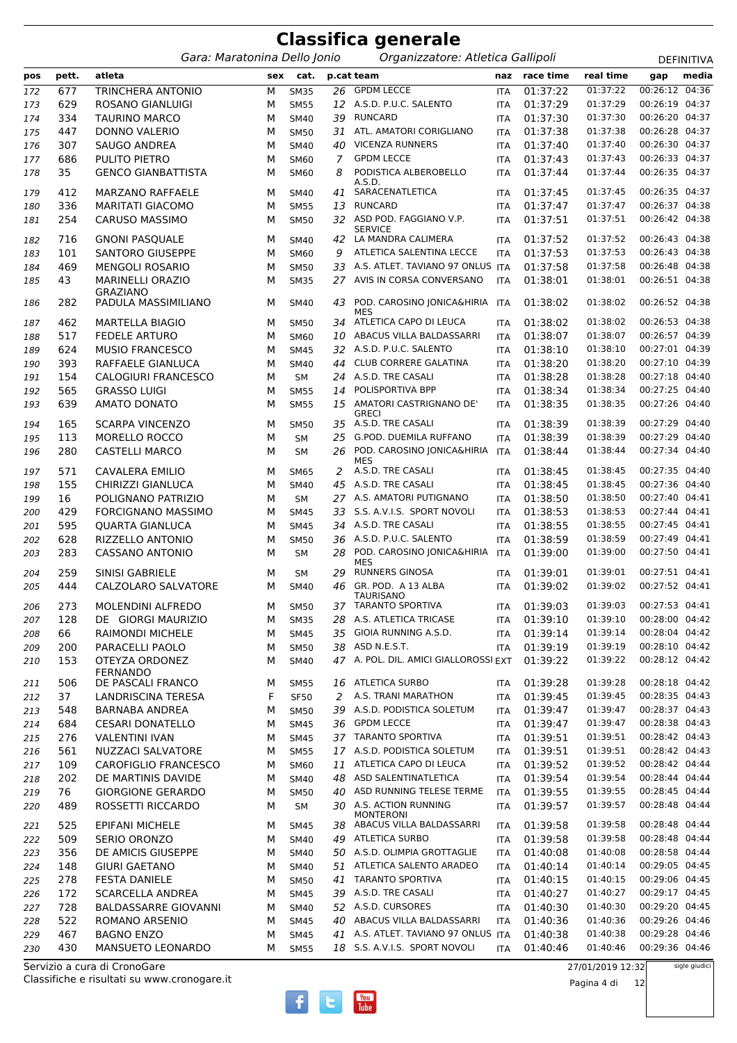# Classifica generale

*Gara: Maratonina Dello Jonio* *Organizzatore: Atletica Gallipoli* DEFINITIVA

| pos | pett. | atleta | sex | cat. | p.cat | team | naz | race time | real time | gap | media |
|---|---|---|---|---|---|---|---|---|---|---|---|
| 172 | 677 | TRINCHERA ANTONIO | M | SM35 | 26 | GPDM LECCE | ITA | 01:37:22 | 01:37:22 | 00:26:12 | 04:36 |
| 173 | 629 | ROSANO GIANLUIGI | M | SM55 | 12 | A.S.D. P.U.C. SALENTO | ITA | 01:37:29 | 01:37:29 | 00:26:19 | 04:37 |
| 174 | 334 | TAURINO MARCO | M | SM40 | 39 | RUNCARD | ITA | 01:37:30 | 01:37:30 | 00:26:20 | 04:37 |
| 175 | 447 | DONNO VALERIO | M | SM50 | 31 | ATL. AMATORI CORIGLIANO | ITA | 01:37:38 | 01:37:38 | 00:26:28 | 04:37 |
| 176 | 307 | SAUGO ANDREA | M | SM40 | 40 | VICENZA RUNNERS | ITA | 01:37:40 | 01:37:40 | 00:26:30 | 04:37 |
| 177 | 686 | PULITO PIETRO | M | SM60 | 7 | GPDM LECCE | ITA | 01:37:43 | 01:37:43 | 00:26:33 | 04:37 |
| 178 | 35 | GENCO GIANBATTISTA | M | SM60 | 8 | PODISTICA ALBEROBELLO A.S.D. | ITA | 01:37:44 | 01:37:44 | 00:26:35 | 04:37 |
| 179 | 412 | MARZANO RAFFAELE | M | SM40 | 41 | SARACENATLETICA | ITA | 01:37:45 | 01:37:45 | 00:26:35 | 04:37 |
| 180 | 336 | MARITATI GIACOMO | M | SM55 | 13 | RUNCARD | ITA | 01:37:47 | 01:37:47 | 00:26:37 | 04:38 |
| 181 | 254 | CARUSO MASSIMO | M | SM50 | 32 | ASD POD. FAGGIANO V.P. SERVICE | ITA | 01:37:51 | 01:37:51 | 00:26:42 | 04:38 |
| 182 | 716 | GNONI PASQUALE | M | SM40 | 42 | LA MANDRA CALIMERA | ITA | 01:37:52 | 01:37:52 | 00:26:43 | 04:38 |
| 183 | 101 | SANTORO GIUSEPPE | M | SM60 | 9 | ATLETICA SALENTINA LECCE | ITA | 01:37:53 | 01:37:53 | 00:26:43 | 04:38 |
| 184 | 469 | MENGOLI ROSARIO | M | SM50 | 33 | A.S. ATLET. TAVIANO 97 ONLUS | ITA | 01:37:58 | 01:37:58 | 00:26:48 | 04:38 |
| 185 | 43 | MARINELLI ORAZIO GRAZIANO | M | SM35 | 27 | AVIS IN CORSA CONVERSANO | ITA | 01:38:01 | 01:38:01 | 00:26:51 | 04:38 |
| 186 | 282 | PADULA MASSIMILIANO | M | SM40 | 43 | POD. CAROSINO JONICA&HIRIA MES | ITA | 01:38:02 | 01:38:02 | 00:26:52 | 04:38 |
| 187 | 462 | MARTELLA BIAGIO | M | SM50 | 34 | ATLETICA CAPO DI LEUCA | ITA | 01:38:02 | 01:38:02 | 00:26:53 | 04:38 |
| 188 | 517 | FEDELE ARTURO | M | SM60 | 10 | ABACUS VILLA BALDASSARRI | ITA | 01:38:07 | 01:38:07 | 00:26:57 | 04:39 |
| 189 | 624 | MUSIO FRANCESCO | M | SM45 | 32 | A.S.D. P.U.C. SALENTO | ITA | 01:38:10 | 01:38:10 | 00:27:01 | 04:39 |
| 190 | 393 | RAFFAELE GIANLUCA | M | SM40 | 44 | CLUB CORRERE GALATINA | ITA | 01:38:20 | 01:38:20 | 00:27:10 | 04:39 |
| 191 | 154 | CALOGIURI FRANCESCO | M | SM | 24 | A.S.D. TRE CASALI | ITA | 01:38:28 | 01:38:28 | 00:27:18 | 04:40 |
| 192 | 565 | GRASSO LUIGI | M | SM55 | 14 | POLISPORTIVA BPP | ITA | 01:38:34 | 01:38:34 | 00:27:25 | 04:40 |
| 193 | 639 | AMATO DONATO | M | SM55 | 15 | AMATORI CASTRIGNANO DE' GRECI | ITA | 01:38:35 | 01:38:35 | 00:27:26 | 04:40 |
| 194 | 165 | SCARPA VINCENZO | M | SM50 | 35 | A.S.D. TRE CASALI | ITA | 01:38:39 | 01:38:39 | 00:27:29 | 04:40 |
| 195 | 113 | MORELLO ROCCO | M | SM | 25 | G.POD. DUEMILA RUFFANO | ITA | 01:38:39 | 01:38:39 | 00:27:29 | 04:40 |
| 196 | 280 | CASTELLI MARCO | M | SM | 26 | POD. CAROSINO JONICA&HIRIA MES | ITA | 01:38:44 | 01:38:44 | 00:27:34 | 04:40 |
| 197 | 571 | CAVALERA EMILIO | M | SM65 | 2 | A.S.D. TRE CASALI | ITA | 01:38:45 | 01:38:45 | 00:27:35 | 04:40 |
| 198 | 155 | CHIRIZZI GIANLUCA | M | SM40 | 45 | A.S.D. TRE CASALI | ITA | 01:38:45 | 01:38:45 | 00:27:36 | 04:40 |
| 199 | 16 | POLIGNANO PATRIZIO | M | SM | 27 | A.S. AMATORI PUTIGNANO | ITA | 01:38:50 | 01:38:50 | 00:27:40 | 04:41 |
| 200 | 429 | FORCIGNANO MASSIMO | M | SM45 | 33 | S.S. A.V.I.S. SPORT NOVOLI | ITA | 01:38:53 | 01:38:53 | 00:27:44 | 04:41 |
| 201 | 595 | QUARTA GIANLUCA | M | SM45 | 34 | A.S.D. TRE CASALI | ITA | 01:38:55 | 01:38:55 | 00:27:45 | 04:41 |
| 202 | 628 | RIZZELLO ANTONIO | M | SM50 | 36 | A.S.D. P.U.C. SALENTO | ITA | 01:38:59 | 01:38:59 | 00:27:49 | 04:41 |
| 203 | 283 | CASSANO ANTONIO | M | SM | 28 | POD. CAROSINO JONICA&HIRIA MES | ITA | 01:39:00 | 01:39:00 | 00:27:50 | 04:41 |
| 204 | 259 | SINISI GABRIELE | M | SM | 29 | RUNNERS GINOSA | ITA | 01:39:01 | 01:39:01 | 00:27:51 | 04:41 |
| 205 | 444 | CALZOLARO SALVATORE | M | SM40 | 46 | GR. POD. A 13 ALBA TAURISANO | ITA | 01:39:02 | 01:39:02 | 00:27:52 | 04:41 |
| 206 | 273 | MOLENDINI ALFREDO | M | SM50 | 37 | TARANTO SPORTIVA | ITA | 01:39:03 | 01:39:03 | 00:27:53 | 04:41 |
| 207 | 128 | DE GIORGI MAURIZIO | M | SM35 | 28 | A.S. ATLETICA TRICASE | ITA | 01:39:10 | 01:39:10 | 00:28:00 | 04:42 |
| 208 | 66 | RAIMONDI MICHELE | M | SM45 | 35 | GIOIA RUNNING A.S.D. | ITA | 01:39:14 | 01:39:14 | 00:28:04 | 04:42 |
| 209 | 200 | PARACELLI PAOLO | M | SM50 | 38 | ASD N.E.S.T. | ITA | 01:39:19 | 01:39:19 | 00:28:10 | 04:42 |
| 210 | 153 | OTEYZA ORDONEZ FERNANDO | M | SM40 | 47 | A. POL. DIL. AMICI GIALLOROSSI | EXT | 01:39:22 | 01:39:22 | 00:28:12 | 04:42 |
| 211 | 506 | DE PASCALI FRANCO | M | SM55 | 16 | ATLETICA SURBO | ITA | 01:39:28 | 01:39:28 | 00:28:18 | 04:42 |
| 212 | 37 | LANDRISCINA TERESA | F | SF50 | 2 | A.S. TRANI MARATHON | ITA | 01:39:45 | 01:39:45 | 00:28:35 | 04:43 |
| 213 | 548 | BARNABA ANDREA | M | SM50 | 39 | A.S.D. PODISTICA SOLETUM | ITA | 01:39:47 | 01:39:47 | 00:28:37 | 04:43 |
| 214 | 684 | CESARI DONATELLO | M | SM45 | 36 | GPDM LECCE | ITA | 01:39:47 | 01:39:47 | 00:28:38 | 04:43 |
| 215 | 276 | VALENTINI IVAN | M | SM45 | 37 | TARANTO SPORTIVA | ITA | 01:39:51 | 01:39:51 | 00:28:42 | 04:43 |
| 216 | 561 | NUZZACI SALVATORE | M | SM55 | 17 | A.S.D. PODISTICA SOLETUM | ITA | 01:39:51 | 01:39:51 | 00:28:42 | 04:43 |
| 217 | 109 | CAROFIGLIO FRANCESCO | M | SM60 | 11 | ATLETICA CAPO DI LEUCA | ITA | 01:39:52 | 01:39:52 | 00:28:42 | 04:44 |
| 218 | 202 | DE MARTINIS DAVIDE | M | SM40 | 48 | ASD SALENTINATLETICA | ITA | 01:39:54 | 01:39:54 | 00:28:44 | 04:44 |
| 219 | 76 | GIORGIONE GERARDO | M | SM50 | 40 | ASD RUNNING TELESE TERME | ITA | 01:39:55 | 01:39:55 | 00:28:45 | 04:44 |
| 220 | 489 | ROSSETTI RICCARDO | M | SM | 30 | A.S. ACTION RUNNING MONTERONI | ITA | 01:39:57 | 01:39:57 | 00:28:48 | 04:44 |
| 221 | 525 | EPIFANI MICHELE | M | SM45 | 38 | ABACUS VILLA BALDASSARRI | ITA | 01:39:58 | 01:39:58 | 00:28:48 | 04:44 |
| 222 | 509 | SERIO ORONZO | M | SM40 | 49 | ATLETICA SURBO | ITA | 01:39:58 | 01:39:58 | 00:28:48 | 04:44 |
| 223 | 356 | DE AMICIS GIUSEPPE | M | SM40 | 50 | A.S.D. OLIMPIA GROTTAGLIE | ITA | 01:40:08 | 01:40:08 | 00:28:58 | 04:44 |
| 224 | 148 | GIURI GAETANO | M | SM40 | 51 | ATLETICA SALENTO ARADEO | ITA | 01:40:14 | 01:40:14 | 00:29:05 | 04:45 |
| 225 | 278 | FESTA DANIELE | M | SM50 | 41 | TARANTO SPORTIVA | ITA | 01:40:15 | 01:40:15 | 00:29:06 | 04:45 |
| 226 | 172 | SCARCELLA ANDREA | M | SM45 | 39 | A.S.D. TRE CASALI | ITA | 01:40:27 | 01:40:27 | 00:29:17 | 04:45 |
| 227 | 728 | BALDASSARRE GIOVANNI | M | SM40 | 52 | A.S.D. CURSORES | ITA | 01:40:30 | 01:40:30 | 00:29:20 | 04:45 |
| 228 | 522 | ROMANO ARSENIO | M | SM45 | 40 | ABACUS VILLA BALDASSARRI | ITA | 01:40:36 | 01:40:36 | 00:29:26 | 04:46 |
| 229 | 467 | BAGNO ENZO | M | SM45 | 41 | A.S. ATLET. TAVIANO 97 ONLUS | ITA | 01:40:38 | 01:40:38 | 00:29:28 | 04:46 |
| 230 | 430 | MANSUETO LEONARDO | M | SM55 | 18 | S.S. A.V.I.S. SPORT NOVOLI | ITA | 01:40:46 | 01:40:46 | 00:29:36 | 04:46 |

Servizio a cura di CronoGare
Classifiche e risultati su www.cronogare.it

27/01/2019 12:32

sigle giudici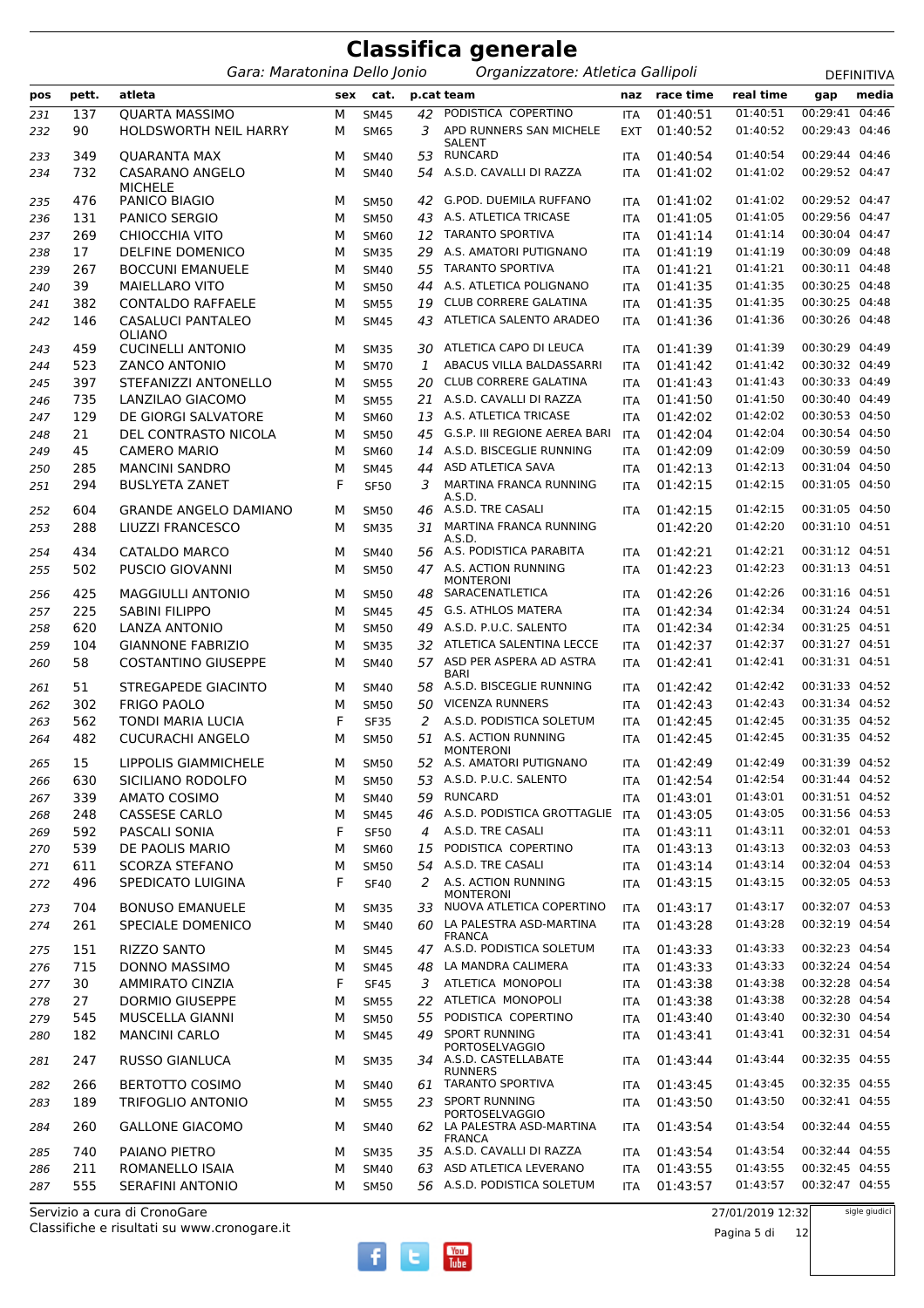# Classifica generale

*Gara: Maratonina Dello Jonio* *Organizzatore: Atletica Gallipoli* DEFINITIVA

| pos | pett. | atleta | sex | cat. | p.cat | team | naz | race time | real time | gap | media |
|---|---|---|---|---|---|---|---|---|---|---|---|
| 231 | 137 | QUARTA MASSIMO | M | SM45 | 42 | PODISTICA COPERTINO | ITA | 01:40:51 | 01:40:51 | 00:29:41 | 04:46 |
| 232 | 90 | HOLDSWORTH NEIL HARRY | M | SM65 | 3 | APD RUNNERS SAN MICHELE SALENT | EXT | 01:40:52 | 01:40:52 | 00:29:43 | 04:46 |
| 233 | 349 | QUARANTA MAX | M | SM40 | 53 | RUNCARD | ITA | 01:40:54 | 01:40:54 | 00:29:44 | 04:46 |
| 234 | 732 | CASARANO ANGELO MICHELE | M | SM40 | 54 | A.S.D. CAVALLI DI RAZZA | ITA | 01:41:02 | 01:41:02 | 00:29:52 | 04:47 |
| 235 | 476 | PANICO BIAGIO | M | SM50 | 42 | G.POD. DUEMILA RUFFANO | ITA | 01:41:02 | 01:41:02 | 00:29:52 | 04:47 |
| 236 | 131 | PANICO SERGIO | M | SM50 | 43 | A.S. ATLETICA TRICASE | ITA | 01:41:05 | 01:41:05 | 00:29:56 | 04:47 |
| 237 | 269 | CHIOCCHIA VITO | M | SM60 | 12 | TARANTO SPORTIVA | ITA | 01:41:14 | 01:41:14 | 00:30:04 | 04:47 |
| 238 | 17 | DELFINE DOMENICO | M | SM35 | 29 | A.S. AMATORI PUTIGNANO | ITA | 01:41:19 | 01:41:19 | 00:30:09 | 04:48 |
| 239 | 267 | BOCCUNI EMANUELE | M | SM40 | 55 | TARANTO SPORTIVA | ITA | 01:41:21 | 01:41:21 | 00:30:11 | 04:48 |
| 240 | 39 | MAIELLARO VITO | M | SM50 | 44 | A.S. ATLETICA POLIGNANO | ITA | 01:41:35 | 01:41:35 | 00:30:25 | 04:48 |
| 241 | 382 | CONTALDO RAFFAELE | M | SM55 | 19 | CLUB CORRERE GALATINA | ITA | 01:41:35 | 01:41:35 | 00:30:25 | 04:48 |
| 242 | 146 | CASALUCI PANTALEO OLIANO | M | SM45 | 43 | ATLETICA SALENTO ARADEO | ITA | 01:41:36 | 01:41:36 | 00:30:26 | 04:48 |
| 243 | 459 | CUCINELLI ANTONIO | M | SM35 | 30 | ATLETICA CAPO DI LEUCA | ITA | 01:41:39 | 01:41:39 | 00:30:29 | 04:49 |
| 244 | 523 | ZANCO ANTONIO | M | SM70 | 1 | ABACUS VILLA BALDASSARRI | ITA | 01:41:42 | 01:41:42 | 00:30:32 | 04:49 |
| 245 | 397 | STEFANIZZI ANTONELLO | M | SM55 | 20 | CLUB CORRERE GALATINA | ITA | 01:41:43 | 01:41:43 | 00:30:33 | 04:49 |
| 246 | 735 | LANZILAO GIACOMO | M | SM55 | 21 | A.S.D. CAVALLI DI RAZZA | ITA | 01:41:50 | 01:41:50 | 00:30:40 | 04:49 |
| 247 | 129 | DE GIORGI SALVATORE | M | SM60 | 13 | A.S. ATLETICA TRICASE | ITA | 01:42:02 | 01:42:02 | 00:30:53 | 04:50 |
| 248 | 21 | DEL CONTRASTO NICOLA | M | SM50 | 45 | G.S.P. III REGIONE AEREA BARI | ITA | 01:42:04 | 01:42:04 | 00:30:54 | 04:50 |
| 249 | 45 | CAMERO MARIO | M | SM60 | 14 | A.S.D. BISCEGLIE RUNNING | ITA | 01:42:09 | 01:42:09 | 00:30:59 | 04:50 |
| 250 | 285 | MANCINI SANDRO | M | SM45 | 44 | ASD ATLETICA SAVA | ITA | 01:42:13 | 01:42:13 | 00:31:04 | 04:50 |
| 251 | 294 | BUSLYETA ZANET | F | SF50 | 3 | MARTINA FRANCA RUNNING A.S.D. | ITA | 01:42:15 | 01:42:15 | 00:31:05 | 04:50 |
| 252 | 604 | GRANDE ANGELO DAMIANO | M | SM50 | 46 | A.S.D. TRE CASALI | ITA | 01:42:15 | 01:42:15 | 00:31:05 | 04:50 |
| 253 | 288 | LIUZZI FRANCESCO | M | SM35 | 31 | MARTINA FRANCA RUNNING A.S.D. | | 01:42:20 | 01:42:20 | 00:31:10 | 04:51 |
| 254 | 434 | CATALDO MARCO | M | SM40 | 56 | A.S. PODISTICA PARABITA | ITA | 01:42:21 | 01:42:21 | 00:31:12 | 04:51 |
| 255 | 502 | PUSCIO GIOVANNI | M | SM50 | 47 | A.S. ACTION RUNNING MONTERONI | ITA | 01:42:23 | 01:42:23 | 00:31:13 | 04:51 |
| 256 | 425 | MAGGIULLI ANTONIO | M | SM50 | 48 | SARACENATLETICA | ITA | 01:42:26 | 01:42:26 | 00:31:16 | 04:51 |
| 257 | 225 | SABINI FILIPPO | M | SM45 | 45 | G.S. ATHLOS MATERA | ITA | 01:42:34 | 01:42:34 | 00:31:24 | 04:51 |
| 258 | 620 | LANZA ANTONIO | M | SM50 | 49 | A.S.D. P.U.C. SALENTO | ITA | 01:42:34 | 01:42:34 | 00:31:25 | 04:51 |
| 259 | 104 | GIANNONE FABRIZIO | M | SM35 | 32 | ATLETICA SALENTINA LECCE | ITA | 01:42:37 | 01:42:37 | 00:31:27 | 04:51 |
| 260 | 58 | COSTANTINO GIUSEPPE | M | SM40 | 57 | ASD PER ASPERA AD ASTRA BARI | ITA | 01:42:41 | 01:42:41 | 00:31:31 | 04:51 |
| 261 | 51 | STREGAPEDE GIACINTO | M | SM40 | 58 | A.S.D. BISCEGLIE RUNNING | ITA | 01:42:42 | 01:42:42 | 00:31:33 | 04:52 |
| 262 | 302 | FRIGO PAOLO | M | SM50 | 50 | VICENZA RUNNERS | ITA | 01:42:43 | 01:42:43 | 00:31:34 | 04:52 |
| 263 | 562 | TONDI MARIA LUCIA | F | SF35 | 2 | A.S.D. PODISTICA SOLETUM | ITA | 01:42:45 | 01:42:45 | 00:31:35 | 04:52 |
| 264 | 482 | CUCURACHI ANGELO | M | SM50 | 51 | A.S. ACTION RUNNING MONTERONI | ITA | 01:42:45 | 01:42:45 | 00:31:35 | 04:52 |
| 265 | 15 | LIPPOLIS GIAMMICHELE | M | SM50 | 52 | A.S. AMATORI PUTIGNANO | ITA | 01:42:49 | 01:42:49 | 00:31:39 | 04:52 |
| 266 | 630 | SICILIANO RODOLFO | M | SM50 | 53 | A.S.D. P.U.C. SALENTO | ITA | 01:42:54 | 01:42:54 | 00:31:44 | 04:52 |
| 267 | 339 | AMATO COSIMO | M | SM40 | 59 | RUNCARD | ITA | 01:43:01 | 01:43:01 | 00:31:51 | 04:52 |
| 268 | 248 | CASSESE CARLO | M | SM45 | 46 | A.S.D. PODISTICA GROTTAGLIE | ITA | 01:43:05 | 01:43:05 | 00:31:56 | 04:53 |
| 269 | 592 | PASCALI SONIA | F | SF50 | 4 | A.S.D. TRE CASALI | ITA | 01:43:11 | 01:43:11 | 00:32:01 | 04:53 |
| 270 | 539 | DE PAOLIS MARIO | M | SM60 | 15 | PODISTICA COPERTINO | ITA | 01:43:13 | 01:43:13 | 00:32:03 | 04:53 |
| 271 | 611 | SCORZA STEFANO | M | SM50 | 54 | A.S.D. TRE CASALI | ITA | 01:43:14 | 01:43:14 | 00:32:04 | 04:53 |
| 272 | 496 | SPEDICATO LUIGINA | F | SF40 | 2 | A.S. ACTION RUNNING MONTERONI | ITA | 01:43:15 | 01:43:15 | 00:32:05 | 04:53 |
| 273 | 704 | BONUSO EMANUELE | M | SM35 | 33 | NUOVA ATLETICA COPERTINO | ITA | 01:43:17 | 01:43:17 | 00:32:07 | 04:53 |
| 274 | 261 | SPECIALE DOMENICO | M | SM40 | 60 | LA PALESTRA ASD-MARTINA FRANCA | ITA | 01:43:28 | 01:43:28 | 00:32:19 | 04:54 |
| 275 | 151 | RIZZO SANTO | M | SM45 | 47 | A.S.D. PODISTICA SOLETUM | ITA | 01:43:33 | 01:43:33 | 00:32:23 | 04:54 |
| 276 | 715 | DONNO MASSIMO | M | SM45 | 48 | LA MANDRA CALIMERA | ITA | 01:43:33 | 01:43:33 | 00:32:24 | 04:54 |
| 277 | 30 | AMMIRATO CINZIA | F | SF45 | 3 | ATLETICA MONOPOLI | ITA | 01:43:38 | 01:43:38 | 00:32:28 | 04:54 |
| 278 | 27 | DORMIO GIUSEPPE | M | SM55 | 22 | ATLETICA MONOPOLI | ITA | 01:43:38 | 01:43:38 | 00:32:28 | 04:54 |
| 279 | 545 | MUSCELLA GIANNI | M | SM50 | 55 | PODISTICA COPERTINO | ITA | 01:43:40 | 01:43:40 | 00:32:30 | 04:54 |
| 280 | 182 | MANCINI CARLO | M | SM45 | 49 | SPORT RUNNING PORTOSELVAGGIO | ITA | 01:43:41 | 01:43:41 | 00:32:31 | 04:54 |
| 281 | 247 | RUSSO GIANLUCA | M | SM35 | 34 | A.S.D. CASTELLABATE RUNNERS | ITA | 01:43:44 | 01:43:44 | 00:32:35 | 04:55 |
| 282 | 266 | BERTOTTO COSIMO | M | SM40 | 61 | TARANTO SPORTIVA | ITA | 01:43:45 | 01:43:45 | 00:32:35 | 04:55 |
| 283 | 189 | TRIFOGLIO ANTONIO | M | SM55 | 23 | SPORT RUNNING PORTOSELVAGGIO | ITA | 01:43:50 | 01:43:50 | 00:32:41 | 04:55 |
| 284 | 260 | GALLONE GIACOMO | M | SM40 | 62 | LA PALESTRA ASD-MARTINA FRANCA | ITA | 01:43:54 | 01:43:54 | 00:32:44 | 04:55 |
| 285 | 740 | PAIANO PIETRO | M | SM35 | 35 | A.S.D. CAVALLI DI RAZZA | ITA | 01:43:54 | 01:43:54 | 00:32:44 | 04:55 |
| 286 | 211 | ROMANELLO ISAIA | M | SM40 | 63 | ASD ATLETICA LEVERANO | ITA | 01:43:55 | 01:43:55 | 00:32:45 | 04:55 |
| 287 | 555 | SERAFINI ANTONIO | M | SM50 | 56 | A.S.D. PODISTICA SOLETUM | ITA | 01:43:57 | 01:43:57 | 00:32:47 | 04:55 |

Servizio a cura di CronoGare
Classifiche e risultati su www.cronogare.it

27/01/2019 12:32

sigle giudici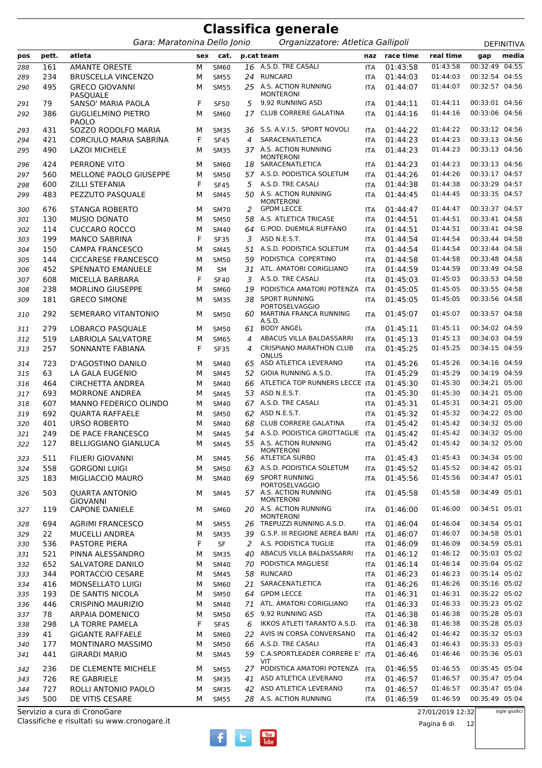# Classifica generale

*Gara: Maratonina Dello Jonio* *Organizzatore: Atletica Gallipoli* DEFINITIVA

| pos | pett. | atleta | sex | cat. | p.cat | team | naz | race time | real time | gap | media |
|---|---|---|---|---|---|---|---|---|---|---|---|
| 288 | 161 | AMANTE ORESTE | M | SM60 | 16 | A.S.D. TRE CASALI | ITA | 01:43:58 | 01:43:58 | 00:32:49 | 04:55 |
| 289 | 234 | BRUSCELLA VINCENZO | M | SM55 | 24 | RUNCARD | ITA | 01:44:03 | 01:44:03 | 00:32:54 | 04:55 |
| 290 | 495 | GRECO GIOVANNI PASQUALE | M | SM55 | 25 | A.S. ACTION RUNNING MONTERONI | ITA | 01:44:07 | 01:44:07 | 00:32:57 | 04:56 |
| 291 | 79 | SANSO' MARIA PAOLA | F | SF50 | 5 | 9,92 RUNNING ASD | ITA | 01:44:11 | 01:44:11 | 00:33:01 | 04:56 |
| 292 | 386 | GUGLIELMINO PIETRO PAOLO | M | SM60 | 17 | CLUB CORRERE GALATINA | ITA | 01:44:16 | 01:44:16 | 00:33:06 | 04:56 |
| 293 | 431 | SOZZO RODOLFO MARIA | M | SM35 | 36 | S.S. A.V.I.S. SPORT NOVOLI | ITA | 01:44:22 | 01:44:22 | 00:33:12 | 04:56 |
| 294 | 421 | CORCIULO MARIA SABRINA | F | SF45 | 4 | SARACENATLETICA | ITA | 01:44:23 | 01:44:23 | 00:33:13 | 04:56 |
| 295 | 490 | LAZOI MICHELE | M | SM35 | 37 | A.S. ACTION RUNNING MONTERONI | ITA | 01:44:23 | 01:44:23 | 00:33:13 | 04:56 |
| 296 | 424 | PERRONE VITO | M | SM60 | 18 | SARACENATLETICA | ITA | 01:44:23 | 01:44:23 | 00:33:13 | 04:56 |
| 297 | 560 | MELLONE PAOLO GIUSEPPE | M | SM50 | 57 | A.S.D. PODISTICA SOLETUM | ITA | 01:44:26 | 01:44:26 | 00:33:17 | 04:57 |
| 298 | 600 | ZILLI STEFANIA | F | SF45 | 5 | A.S.D. TRE CASALI | ITA | 01:44:38 | 01:44:38 | 00:33:29 | 04:57 |
| 299 | 483 | PEZZUTO PASQUALE | M | SM45 | 50 | A.S. ACTION RUNNING MONTERONI | ITA | 01:44:45 | 01:44:45 | 00:33:35 | 04:57 |
| 300 | 676 | STANGA ROBERTO | M | SM70 | 2 | GPDM LECCE | ITA | 01:44:47 | 01:44:47 | 00:33:37 | 04:57 |
| 301 | 130 | MUSIO DONATO | M | SM50 | 58 | A.S. ATLETICA TRICASE | ITA | 01:44:51 | 01:44:51 | 00:33:41 | 04:58 |
| 302 | 114 | CUCCARO ROCCO | M | SM40 | 64 | G.POD. DUEMILA RUFFANO | ITA | 01:44:51 | 01:44:51 | 00:33:41 | 04:58 |
| 303 | 199 | MANCO SABRINA | F | SF35 | 3 | ASD N.E.S.T. | ITA | 01:44:54 | 01:44:54 | 00:33:44 | 04:58 |
| 304 | 150 | CAMPA FRANCESCO | M | SM45 | 51 | A.S.D. PODISTICA SOLETUM | ITA | 01:44:54 | 01:44:54 | 00:33:44 | 04:58 |
| 305 | 144 | CICCARESE FRANCESCO | M | SM50 | 59 | PODISTICA COPERTINO | ITA | 01:44:58 | 01:44:58 | 00:33:48 | 04:58 |
| 306 | 452 | SPENNATO EMANUELE | M | SM | 31 | ATL. AMATORI CORIGLIANO | ITA | 01:44:59 | 01:44:59 | 00:33:49 | 04:58 |
| 307 | 608 | MICELLA BARBARA | F | SF40 | 3 | A.S.D. TRE CASALI | ITA | 01:45:03 | 01:45:03 | 00:33:53 | 04:58 |
| 308 | 238 | MORLINO GIUSEPPE | M | SM60 | 19 | PODISTICA AMATORI POTENZA | ITA | 01:45:05 | 01:45:05 | 00:33:55 | 04:58 |
| 309 | 181 | GRECO SIMONE | M | SM35 | 38 | SPORT RUNNING PORTOSELVAGGIO | ITA | 01:45:05 | 01:45:05 | 00:33:56 | 04:58 |
| 310 | 292 | SEMERARO VITANTONIO | M | SM50 | 60 | MARTINA FRANCA RUNNING A.S.D. | ITA | 01:45:07 | 01:45:07 | 00:33:57 | 04:58 |
| 311 | 279 | LOBARCO PASQUALE | M | SM50 | 61 | BODY ANGEL | ITA | 01:45:11 | 01:45:11 | 00:34:02 | 04:59 |
| 312 | 519 | LABRIOLA SALVATORE | M | SM65 | 4 | ABACUS VILLA BALDASSARRI | ITA | 01:45:13 | 01:45:13 | 00:34:03 | 04:59 |
| 313 | 257 | SONNANTE FABIANA | F | SF35 | 4 | CRISPIANO MARATHON CLUB ONLUS | ITA | 01:45:25 | 01:45:25 | 00:34:15 | 04:59 |
| 314 | 723 | D'AGOSTINO DANILO | M | SM40 | 65 | ASD ATLETICA LEVERANO | ITA | 01:45:26 | 01:45:26 | 00:34:16 | 04:59 |
| 315 | 63 | LA GALA EUGENIO | M | SM45 | 52 | GIOIA RUNNING A.S.D. | ITA | 01:45:29 | 01:45:29 | 00:34:19 | 04:59 |
| 316 | 464 | CIRCHETTA ANDREA | M | SM40 | 66 | ATLETICA TOP RUNNERS LECCE | ITA | 01:45:30 | 01:45:30 | 00:34:21 | 05:00 |
| 317 | 693 | MORRONE ANDREA | M | SM45 | 53 | ASD N.E.S.T. | ITA | 01:45:30 | 01:45:30 | 00:34:21 | 05:00 |
| 318 | 607 | MANNO FEDERICO OLINDO | M | SM40 | 67 | A.S.D. TRE CASALI | ITA | 01:45:31 | 01:45:31 | 00:34:21 | 05:00 |
| 319 | 692 | QUARTA RAFFAELE | M | SM50 | 62 | ASD N.E.S.T. | ITA | 01:45:32 | 01:45:32 | 00:34:22 | 05:00 |
| 320 | 401 | URSO ROBERTO | M | SM40 | 68 | CLUB CORRERE GALATINA | ITA | 01:45:42 | 01:45:42 | 00:34:32 | 05:00 |
| 321 | 249 | DE PACE FRANCESCO | M | SM45 | 54 | A.S.D. PODISTICA GROTTAGLIE | ITA | 01:45:42 | 01:45:42 | 00:34:32 | 05:00 |
| 322 | 127 | BELLIGGIANO GIANLUCA | M | SM45 | 55 | A.S. ACTION RUNNING MONTERONI | ITA | 01:45:42 | 01:45:42 | 00:34:32 | 05:00 |
| 323 | 511 | FILIERI GIOVANNI | M | SM45 | 56 | ATLETICA SURBO | ITA | 01:45:43 | 01:45:43 | 00:34:34 | 05:00 |
| 324 | 558 | GORGONI LUIGI | M | SM50 | 63 | A.S.D. PODISTICA SOLETUM | ITA | 01:45:52 | 01:45:52 | 00:34:42 | 05:01 |
| 325 | 183 | MIGLIACCIO MAURO | M | SM40 | 69 | SPORT RUNNING PORTOSELVAGGIO | ITA | 01:45:56 | 01:45:56 | 00:34:47 | 05:01 |
| 326 | 503 | QUARTA ANTONIO GIOVANNI | M | SM45 | 57 | A.S. ACTION RUNNING MONTERONI | ITA | 01:45:58 | 01:45:58 | 00:34:49 | 05:01 |
| 327 | 119 | CAPONE DANIELE | M | SM60 | 20 | A.S. ACTION RUNNING MONTERONI | ITA | 01:46:00 | 01:46:00 | 00:34:51 | 05:01 |
| 328 | 694 | AGRIMI FRANCESCO | M | SM55 | 26 | TREPUZZI RUNNING A.S.D. | ITA | 01:46:04 | 01:46:04 | 00:34:54 | 05:01 |
| 329 | 22 | MUCELLI ANDREA | M | SM35 | 39 | G.S.P. III REGIONE AEREA BARI | ITA | 01:46:07 | 01:46:07 | 00:34:58 | 05:01 |
| 330 | 536 | PASTORE PIERA | F | SF | 2 | A.S. PODISTICA TUGLIE | ITA | 01:46:09 | 01:46:09 | 00:34:59 | 05:01 |
| 331 | 521 | PINNA ALESSANDRO | M | SM35 | 40 | ABACUS VILLA BALDASSARRI | ITA | 01:46:12 | 01:46:12 | 00:35:03 | 05:02 |
| 332 | 652 | SALVATORE DANILO | M | SM40 | 70 | PODISTICA MAGLIESE | ITA | 01:46:14 | 01:46:14 | 00:35:04 | 05:02 |
| 333 | 344 | PORTACCIO CESARE | M | SM45 | 58 | RUNCARD | ITA | 01:46:23 | 01:46:23 | 00:35:14 | 05:02 |
| 334 | 416 | MONSELLATO LUIGI | M | SM60 | 21 | SARACENATLETICA | ITA | 01:46:26 | 01:46:26 | 00:35:16 | 05:02 |
| 335 | 193 | DE SANTIS NICOLA | M | SM50 | 64 | GPDM LECCE | ITA | 01:46:31 | 01:46:31 | 00:35:22 | 05:02 |
| 336 | 446 | CRISPINO MAURIZIO | M | SM40 | 71 | ATL. AMATORI CORIGLIANO | ITA | 01:46:33 | 01:46:33 | 00:35:23 | 05:02 |
| 337 | 78 | ARPAIA DOMENICO | M | SM50 | 65 | 9,92 RUNNING ASD | ITA | 01:46:38 | 01:46:38 | 00:35:28 | 05:03 |
| 338 | 298 | LA TORRE PAMELA | F | SF45 | 6 | IKKOS ATLETI TARANTO A.S.D. | ITA | 01:46:38 | 01:46:38 | 00:35:28 | 05:03 |
| 339 | 41 | GIGANTE RAFFAELE | M | SM60 | 22 | AVIS IN CORSA CONVERSANO | ITA | 01:46:42 | 01:46:42 | 00:35:32 | 05:03 |
| 340 | 177 | MONTINARO MASSIMO | M | SM50 | 66 | A.S.D. TRE CASALI | ITA | 01:46:43 | 01:46:43 | 00:35:33 | 05:03 |
| 341 | 441 | GIRARDI MARIO | M | SM45 | 59 | C.A.SPORTLEADER CORRERE E' VIT | ITA | 01:46:46 | 01:46:46 | 00:35:36 | 05:03 |
| 342 | 236 | DE CLEMENTE MICHELE | M | SM55 | 27 | PODISTICA AMATORI POTENZA | ITA | 01:46:55 | 01:46:55 | 00:35:45 | 05:04 |
| 343 | 726 | RE GABRIELE | M | SM35 | 41 | ASD ATLETICA LEVERANO | ITA | 01:46:57 | 01:46:57 | 00:35:47 | 05:04 |
| 344 | 727 | ROLLI ANTONIO PAOLO | M | SM35 | 42 | ASD ATLETICA LEVERANO | ITA | 01:46:57 | 01:46:57 | 00:35:47 | 05:04 |
| 345 | 500 | DE VITIS CESARE | M | SM55 | 28 | A.S. ACTION RUNNING | ITA | 01:46:59 | 01:46:59 | 00:35:49 | 05:04 |

Servizio a cura di CronoGare
Classifiche e risultati su www.cronogare.it

27/01/2019 12:32

sigle giudici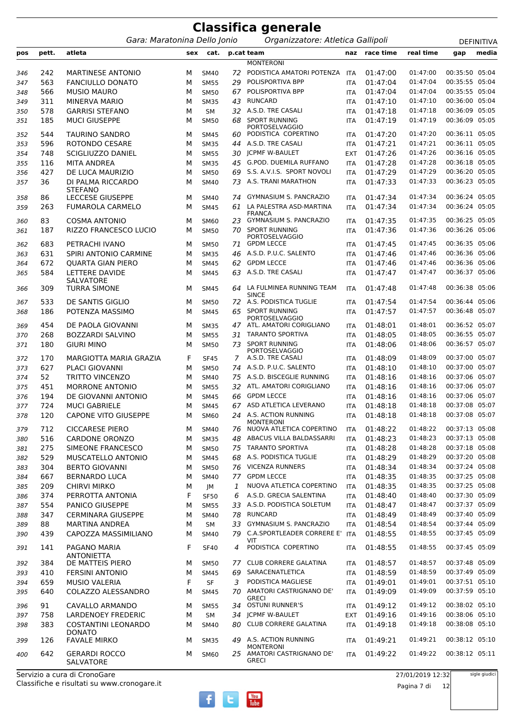# Classifica generale

*Gara: Maratonina Dello Jonio* *Organizzatore: Atletica Gallipoli* DEFINITIVA

| pos | pett. | atleta | sex | cat. | p.cat | team | naz | race time | real time | gap | media |
|---|---|---|---|---|---|---|---|---|---|---|---|
| | | | | | | MONTERONI | | | | | |
| 346 | 242 | MARTINESE ANTONIO | M | SM40 | 72 | PODISTICA AMATORI POTENZA | ITA | 01:47:00 | 01:47:00 | 00:35:50 | 05:04 |
| 347 | 563 | FANCIULLO DONATO | M | SM55 | 29 | POLISPORTIVA BPP | ITA | 01:47:04 | 01:47:04 | 00:35:55 | 05:04 |
| 348 | 566 | MUSIO MAURO | M | SM50 | 67 | POLISPORTIVA BPP | ITA | 01:47:04 | 01:47:04 | 00:35:55 | 05:04 |
| 349 | 311 | MINERVA MARIO | M | SM35 | 43 | RUNCARD | ITA | 01:47:10 | 01:47:10 | 00:36:00 | 05:04 |
| 350 | 578 | GARRISI STEFANO | M | SM | 32 | A.S.D. TRE CASALI | ITA | 01:47:18 | 01:47:18 | 00:36:09 | 05:05 |
| 351 | 185 | MUCI GIUSEPPE | M | SM50 | 68 | SPORT RUNNING PORTOSELVAGGIO | ITA | 01:47:19 | 01:47:19 | 00:36:09 | 05:05 |
| 352 | 544 | TAURINO SANDRO | M | SM45 | 60 | PODISTICA COPERTINO | ITA | 01:47:20 | 01:47:20 | 00:36:11 | 05:05 |
| 353 | 596 | ROTONDO CESARE | M | SM35 | 44 | A.S.D. TRE CASALI | ITA | 01:47:21 | 01:47:21 | 00:36:11 | 05:05 |
| 354 | 748 | SCIGLIUZZO DANIEL | M | SM55 | 30 | JCPMF W-BAULET | EXT | 01:47:26 | 01:47:26 | 00:36:16 | 05:05 |
| 355 | 116 | MITA ANDREA | M | SM35 | 45 | G.POD. DUEMILA RUFFANO | ITA | 01:47:28 | 01:47:28 | 00:36:18 | 05:05 |
| 356 | 427 | DE LUCA MAURIZIO | M | SM50 | 69 | S.S. A.V.I.S. SPORT NOVOLI | ITA | 01:47:29 | 01:47:29 | 00:36:20 | 05:05 |
| 357 | 36 | DI PALMA RICCARDO STEFANO | M | SM40 | 73 | A.S. TRANI MARATHON | ITA | 01:47:33 | 01:47:33 | 00:36:23 | 05:05 |
| 358 | 86 | LECCESE GIUSEPPE | M | SM40 | 74 | GYMNASIUM S. PANCRAZIO | ITA | 01:47:34 | 01:47:34 | 00:36:24 | 05:05 |
| 359 | 263 | FUMAROLA CARMELO | M | SM45 | 61 | LA PALESTRA ASD-MARTINA FRANCA | ITA | 01:47:34 | 01:47:34 | 00:36:24 | 05:05 |
| 360 | 83 | COSMA ANTONIO | M | SM60 | 23 | GYMNASIUM S. PANCRAZIO | ITA | 01:47:35 | 01:47:35 | 00:36:25 | 05:05 |
| 361 | 187 | RIZZO FRANCESCO LUCIO | M | SM50 | 70 | SPORT RUNNING PORTOSELVAGGIO | ITA | 01:47:36 | 01:47:36 | 00:36:26 | 05:06 |
| 362 | 683 | PETRACHI IVANO | M | SM50 | 71 | GPDM LECCE | ITA | 01:47:45 | 01:47:45 | 00:36:35 | 05:06 |
| 363 | 631 | SPIRI ANTONIO CARMINE | M | SM35 | 46 | A.S.D. P.U.C. SALENTO | ITA | 01:47:46 | 01:47:46 | 00:36:36 | 05:06 |
| 364 | 672 | QUARTA GIAN PIERO | M | SM45 | 62 | GPDM LECCE | ITA | 01:47:46 | 01:47:46 | 00:36:36 | 05:06 |
| 365 | 584 | LETTERE DAVIDE SALVATORE | M | SM45 | 63 | A.S.D. TRE CASALI | ITA | 01:47:47 | 01:47:47 | 00:36:37 | 05:06 |
| 366 | 309 | TURRA SIMONE | M | SM45 | 64 | LA FULMINEA RUNNING TEAM SINCE | ITA | 01:47:48 | 01:47:48 | 00:36:38 | 05:06 |
| 367 | 533 | DE SANTIS GIGLIO | M | SM50 | 72 | A.S. PODISTICA TUGLIE | ITA | 01:47:54 | 01:47:54 | 00:36:44 | 05:06 |
| 368 | 186 | POTENZA MASSIMO | M | SM45 | 65 | SPORT RUNNING PORTOSELVAGGIO | ITA | 01:47:57 | 01:47:57 | 00:36:48 | 05:07 |
| 369 | 454 | DE PAOLA GIOVANNI | M | SM35 | 47 | ATL. AMATORI CORIGLIANO | ITA | 01:48:01 | 01:48:01 | 00:36:52 | 05:07 |
| 370 | 268 | BOZZARDI SALVINO | M | SM55 | 31 | TARANTO SPORTIVA | ITA | 01:48:05 | 01:48:05 | 00:36:55 | 05:07 |
| 371 | 180 | GIURI MINO | M | SM50 | 73 | SPORT RUNNING PORTOSELVAGGIO | ITA | 01:48:06 | 01:48:06 | 00:36:57 | 05:07 |
| 372 | 170 | MARGIOTTA MARIA GRAZIA | F | SF45 | 7 | A.S.D. TRE CASALI | ITA | 01:48:09 | 01:48:09 | 00:37:00 | 05:07 |
| 373 | 627 | PLACI GIOVANNI | M | SM50 | 74 | A.S.D. P.U.C. SALENTO | ITA | 01:48:10 | 01:48:10 | 00:37:00 | 05:07 |
| 374 | 52 | TRITTO VINCENZO | M | SM40 | 75 | A.S.D. BISCEGLIE RUNNING | ITA | 01:48:16 | 01:48:16 | 00:37:06 | 05:07 |
| 375 | 451 | MORRONE ANTONIO | M | SM55 | 32 | ATL. AMATORI CORIGLIANO | ITA | 01:48:16 | 01:48:16 | 00:37:06 | 05:07 |
| 376 | 194 | DE GIOVANNI ANTONIO | M | SM45 | 66 | GPDM LECCE | ITA | 01:48:16 | 01:48:16 | 00:37:06 | 05:07 |
| 377 | 724 | MUCI GABRIELE | M | SM45 | 67 | ASD ATLETICA LEVERANO | ITA | 01:48:18 | 01:48:18 | 00:37:08 | 05:07 |
| 378 | 120 | CAPONE VITO GIUSEPPE | M | SM60 | 24 | A.S. ACTION RUNNING MONTERONI | ITA | 01:48:18 | 01:48:18 | 00:37:08 | 05:07 |
| 379 | 712 | CICCARESE PIERO | M | SM40 | 76 | NUOVA ATLETICA COPERTINO | ITA | 01:48:22 | 01:48:22 | 00:37:13 | 05:08 |
| 380 | 516 | CARDONE ORONZO | M | SM35 | 48 | ABACUS VILLA BALDASSARRI | ITA | 01:48:23 | 01:48:23 | 00:37:13 | 05:08 |
| 381 | 275 | SIMEONE FRANCESCO | M | SM50 | 75 | TARANTO SPORTIVA | ITA | 01:48:28 | 01:48:28 | 00:37:18 | 05:08 |
| 382 | 529 | MUSCATELLO ANTONIO | M | SM45 | 68 | A.S. PODISTICA TUGLIE | ITA | 01:48:29 | 01:48:29 | 00:37:20 | 05:08 |
| 383 | 304 | BERTO GIOVANNI | M | SM50 | 76 | VICENZA RUNNERS | ITA | 01:48:34 | 01:48:34 | 00:37:24 | 05:08 |
| 384 | 667 | BERNARDO LUCA | M | SM40 | 77 | GPDM LECCE | ITA | 01:48:35 | 01:48:35 | 00:37:25 | 05:08 |
| 385 | 209 | CHIRVI MIRKO | M | JM | 1 | NUOVA ATLETICA COPERTINO | ITA | 01:48:35 | 01:48:35 | 00:37:25 | 05:08 |
| 386 | 374 | PERROTTA ANTONIA | F | SF50 | 6 | A.S.D. GRECIA SALENTINA | ITA | 01:48:40 | 01:48:40 | 00:37:30 | 05:09 |
| 387 | 554 | PANICO GIUSEPPE | M | SM55 | 33 | A.S.D. PODISTICA SOLETUM | ITA | 01:48:47 | 01:48:47 | 00:37:37 | 05:09 |
| 388 | 347 | CERMINARA GIUSEPPE | M | SM40 | 78 | RUNCARD | ITA | 01:48:49 | 01:48:49 | 00:37:40 | 05:09 |
| 389 | 88 | MARTINA ANDREA | M | SM | 33 | GYMNASIUM S. PANCRAZIO | ITA | 01:48:54 | 01:48:54 | 00:37:44 | 05:09 |
| 390 | 439 | CAPOZZA MASSIMILIANO | M | SM40 | 79 | C.A.SPORTLEADER CORRERE E' VIT | ITA | 01:48:55 | 01:48:55 | 00:37:45 | 05:09 |
| 391 | 141 | PAGANO MARIA ANTONIETTA | F | SF40 | 4 | PODISTICA COPERTINO | ITA | 01:48:55 | 01:48:55 | 00:37:45 | 05:09 |
| 392 | 384 | DE MATTEIS PIERO | M | SM50 | 77 | CLUB CORRERE GALATINA | ITA | 01:48:57 | 01:48:57 | 00:37:48 | 05:09 |
| 393 | 410 | FERSINI ANTONIO | M | SM45 | 69 | SARACENATLETICA | ITA | 01:48:59 | 01:48:59 | 00:37:49 | 05:09 |
| 394 | 659 | MUSIO VALERIA | F | SF | 3 | PODISTICA MAGLIESE | ITA | 01:49:01 | 01:49:01 | 00:37:51 | 05:10 |
| 395 | 640 | COLAZZO ALESSANDRO | M | SM45 | 70 | AMATORI CASTRIGNANO DE' GRECI | ITA | 01:49:09 | 01:49:09 | 00:37:59 | 05:10 |
| 396 | 91 | CAVALLO ARMANDO | M | SM55 | 34 | OSTUNI RUNNER'S | ITA | 01:49:12 | 01:49:12 | 00:38:02 | 05:10 |
| 397 | 758 | LARDENOEY FREDERIC | M | SM | 34 | JCPMF W-BAULET | EXT | 01:49:16 | 01:49:16 | 00:38:06 | 05:10 |
| 398 | 383 | COSTANTINI LEONARDO DONATO | M | SM40 | 80 | CLUB CORRERE GALATINA | ITA | 01:49:18 | 01:49:18 | 00:38:08 | 05:10 |
| 399 | 126 | FAVALE MIRKO | M | SM35 | 49 | A.S. ACTION RUNNING MONTERONI | ITA | 01:49:21 | 01:49:21 | 00:38:12 | 05:10 |
| 400 | 642 | GERARDI ROCCO SALVATORE | M | SM60 | 25 | AMATORI CASTRIGNANO DE' GRECI | ITA | 01:49:22 | 01:49:22 | 00:38:12 | 05:11 |

Servizio a cura di CronoGare
Classifiche e risultati su www.cronogare.it

27/01/2019 12:32

sigle giudici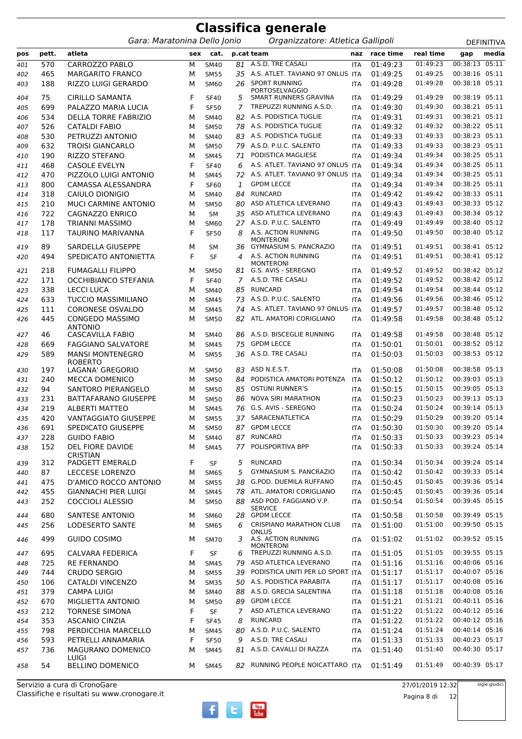# Classifica generale

*Gara: Maratonina Dello Jonio* *Organizzatore: Atletica Gallipoli* DEFINITIVA

| pos | pett. | atleta | sex | cat. | p.cat | team | naz | race time | real time | gap | media |
|---|---|---|---|---|---|---|---|---|---|---|---|
| 401 | 570 | CARROZZO PABLO | M | SM40 | 81 | A.S.D. TRE CASALI | ITA | 01:49:23 | 01:49:23 | 00:38:13 | 05:11 |
| 402 | 465 | MARGARITO FRANCO | M | SM55 | 35 | A.S. ATLET. TAVIANO 97 ONLUS | ITA | 01:49:25 | 01:49:25 | 00:38:16 | 05:11 |
| 403 | 188 | RIZZO LUIGI GERARDO | M | SM60 | 26 | SPORT RUNNING PORTOSELVAGGIO | ITA | 01:49:28 | 01:49:28 | 00:38:18 | 05:11 |
| 404 | 75 | CIRILLO SAMANTA | F | SF40 | 5 | SMART RUNNERS GRAVINA | ITA | 01:49:29 | 01:49:29 | 00:38:19 | 05:11 |
| 405 | 699 | PALAZZO MARIA LUCIA | F | SF50 | 7 | TREPUZZI RUNNING A.S.D. | ITA | 01:49:30 | 01:49:30 | 00:38:21 | 05:11 |
| 406 | 534 | DELLA TORRE FABRIZIO | M | SM40 | 82 | A.S. PODISTICA TUGLIE | ITA | 01:49:31 | 01:49:31 | 00:38:21 | 05:11 |
| 407 | 526 | CATALDI FABIO | M | SM50 | 78 | A.S. PODISTICA TUGLIE | ITA | 01:49:32 | 01:49:32 | 00:38:22 | 05:11 |
| 408 | 530 | PETRUZZI ANTONIO | M | SM40 | 83 | A.S. PODISTICA TUGLIE | ITA | 01:49:33 | 01:49:33 | 00:38:23 | 05:11 |
| 409 | 632 | TROISI GIANCARLO | M | SM50 | 79 | A.S.D. P.U.C. SALENTO | ITA | 01:49:33 | 01:49:33 | 00:38:23 | 05:11 |
| 410 | 190 | RIZZO STEFANO | M | SM45 | 71 | PODISTICA MAGLIESE | ITA | 01:49:34 | 01:49:34 | 00:38:25 | 05:11 |
| 411 | 468 | CASOLE EVELYN | F | SF40 | 6 | A.S. ATLET. TAVIANO 97 ONLUS | ITA | 01:49:34 | 01:49:34 | 00:38:25 | 05:11 |
| 412 | 470 | PIZZOLO LUIGI ANTONIO | M | SM45 | 72 | A.S. ATLET. TAVIANO 97 ONLUS | ITA | 01:49:34 | 01:49:34 | 00:38:25 | 05:11 |
| 413 | 800 | CAMASSA ALESSANDRA | F | SF60 | 1 | GPDM LECCE | ITA | 01:49:34 | 01:49:34 | 00:38:25 | 05:11 |
| 414 | 318 | CAIULO DIONIGIO | M | SM40 | 84 | RUNCARD | ITA | 01:49:42 | 01:49:42 | 00:38:33 | 05:11 |
| 415 | 210 | MUCI CARMINE ANTONIO | M | SM50 | 80 | ASD ATLETICA LEVERANO | ITA | 01:49:43 | 01:49:43 | 00:38:33 | 05:12 |
| 416 | 722 | CAGNAZZO ENRICO | M | SM | 35 | ASD ATLETICA LEVERANO | ITA | 01:49:43 | 01:49:43 | 00:38:34 | 05:12 |
| 417 | 178 | TRIANNI MASSIMO | M | SM60 | 27 | A.S.D. P.U.C. SALENTO | ITA | 01:49:49 | 01:49:49 | 00:38:40 | 05:12 |
| 418 | 117 | TAURINO MARIVANNA | F | SF50 | 8 | A.S. ACTION RUNNING MONTERONI | ITA | 01:49:50 | 01:49:50 | 00:38:40 | 05:12 |
| 419 | 89 | SARDELLA GIUSEPPE | M | SM | 36 | GYMNASIUM S. PANCRAZIO | ITA | 01:49:51 | 01:49:51 | 00:38:41 | 05:12 |
| 420 | 494 | SPEDICATO ANTONIETTA | F | SF | 4 | A.S. ACTION RUNNING MONTERONI | ITA | 01:49:51 | 01:49:51 | 00:38:41 | 05:12 |
| 421 | 218 | FUMAGALLI FILIPPO | M | SM50 | 81 | G.S. AVIS - SEREGNO | ITA | 01:49:52 | 01:49:52 | 00:38:42 | 05:12 |
| 422 | 171 | OCCHIBIANCO STEFANIA | F | SF40 | 7 | A.S.D. TRE CASALI | ITA | 01:49:52 | 01:49:52 | 00:38:42 | 05:12 |
| 423 | 338 | LECCI LUCA | M | SM40 | 85 | RUNCARD | ITA | 01:49:54 | 01:49:54 | 00:38:44 | 05:12 |
| 424 | 633 | TUCCIO MASSIMILIANO | M | SM45 | 73 | A.S.D. P.U.C. SALENTO | ITA | 01:49:56 | 01:49:56 | 00:38:46 | 05:12 |
| 425 | 111 | CORONESE OSVALDO | M | SM45 | 74 | A.S. ATLET. TAVIANO 97 ONLUS | ITA | 01:49:57 | 01:49:57 | 00:38:48 | 05:12 |
| 426 | 445 | CONGEDO MASSIMO ANTONIO | M | SM50 | 82 | ATL. AMATORI CORIGLIANO | ITA | 01:49:58 | 01:49:58 | 00:38:48 | 05:12 |
| 427 | 46 | CASCAVILLA FABIO | M | SM40 | 86 | A.S.D. BISCEGLIE RUNNING | ITA | 01:49:58 | 01:49:58 | 00:38:48 | 05:12 |
| 428 | 669 | FAGGIANO SALVATORE | M | SM45 | 75 | GPDM LECCE | ITA | 01:50:01 | 01:50:01 | 00:38:52 | 05:12 |
| 429 | 589 | MANSI MONTENEGRO ROBERTO | M | SM55 | 36 | A.S.D. TRE CASALI | ITA | 01:50:03 | 01:50:03 | 00:38:53 | 05:12 |
| 430 | 197 | LAGANA' GREGORIO | M | SM50 | 83 | ASD N.E.S.T. | ITA | 01:50:08 | 01:50:08 | 00:38:58 | 05:13 |
| 431 | 240 | MECCA DOMENICO | M | SM50 | 84 | PODISTICA AMATORI POTENZA | ITA | 01:50:12 | 01:50:12 | 00:39:03 | 05:13 |
| 432 | 94 | SANTORO PIERANGELO | M | SM50 | 85 | OSTUNI RUNNER'S | ITA | 01:50:15 | 01:50:15 | 00:39:05 | 05:13 |
| 433 | 231 | BATTAFARANO GIUSEPPE | M | SM50 | 86 | NOVA SIRI MARATHON | ITA | 01:50:23 | 01:50:23 | 00:39:13 | 05:13 |
| 434 | 219 | ALBERTI MATTEO | M | SM45 | 76 | G.S. AVIS - SEREGNO | ITA | 01:50:24 | 01:50:24 | 00:39:14 | 05:13 |
| 435 | 420 | VANTAGGIATO GIUSEPPE | M | SM55 | 37 | SARACENATLETICA | ITA | 01:50:29 | 01:50:29 | 00:39:20 | 05:14 |
| 436 | 691 | SPEDICATO GIUSEPPE | M | SM50 | 87 | GPDM LECCE | ITA | 01:50:30 | 01:50:30 | 00:39:20 | 05:14 |
| 437 | 228 | GUIDO FABIO | M | SM40 | 87 | RUNCARD | ITA | 01:50:33 | 01:50:33 | 00:39:23 | 05:14 |
| 438 | 152 | DEL FIORE DAVIDE CRISTIAN | M | SM45 | 77 | POLISPORTIVA BPP | ITA | 01:50:33 | 01:50:33 | 00:39:24 | 05:14 |
| 439 | 312 | PADGETT EMERALD | F | SF | 5 | RUNCARD | ITA | 01:50:34 | 01:50:34 | 00:39:24 | 05:14 |
| 440 | 87 | LECCESE LORENZO | M | SM65 | 5 | GYMNASIUM S. PANCRAZIO | ITA | 01:50:42 | 01:50:42 | 00:39:33 | 05:14 |
| 441 | 475 | D'AMICO ROCCO ANTONIO | M | SM55 | 38 | G.POD. DUEMILA RUFFANO | ITA | 01:50:45 | 01:50:45 | 00:39:36 | 05:14 |
| 442 | 455 | GIANNACHI PIER LUIGI | M | SM45 | 78 | ATL. AMATORI CORIGLIANO | ITA | 01:50:45 | 01:50:45 | 00:39:36 | 05:14 |
| 443 | 252 | COCCIOLI ALESSIO | M | SM50 | 88 | ASD POD. FAGGIANO V.P. SERVICE | ITA | 01:50:54 | 01:50:54 | 00:39:45 | 05:15 |
| 444 | 680 | SANTESE ANTONIO | M | SM60 | 28 | GPDM LECCE | ITA | 01:50:58 | 01:50:58 | 00:39:49 | 05:15 |
| 445 | 256 | LODESERTO SANTE | M | SM65 | 6 | CRISPIANO MARATHON CLUB ONLUS | ITA | 01:51:00 | 01:51:00 | 00:39:50 | 05:15 |
| 446 | 499 | GUIDO COSIMO | M | SM70 | 3 | A.S. ACTION RUNNING MONTERONI | ITA | 01:51:02 | 01:51:02 | 00:39:52 | 05:15 |
| 447 | 695 | CALVARA FEDERICA | F | SF | 6 | TREPUZZI RUNNING A.S.D. | ITA | 01:51:05 | 01:51:05 | 00:39:55 | 05:15 |
| 448 | 725 | RE FERNANDO | M | SM45 | 79 | ASD ATLETICA LEVERANO | ITA | 01:51:16 | 01:51:16 | 00:40:06 | 05:16 |
| 449 | 744 | CRUDO SERGIO | M | SM55 | 39 | PODISTICA UNITI PER LO SPORT | ITA | 01:51:17 | 01:51:17 | 00:40:07 | 05:16 |
| 450 | 106 | CATALDI VINCENZO | M | SM35 | 50 | A.S. PODISTICA PARABITA | ITA | 01:51:17 | 01:51:17 | 00:40:08 | 05:16 |
| 451 | 379 | CAMPA LUIGI | M | SM40 | 88 | A.S.D. GRECIA SALENTINA | ITA | 01:51:18 | 01:51:18 | 00:40:08 | 05:16 |
| 452 | 670 | MIGLIETTA ANTONIO | M | SM50 | 89 | GPDM LECCE | ITA | 01:51:21 | 01:51:21 | 00:40:11 | 05:16 |
| 453 | 212 | TORNESE SIMONA | F | SF | 7 | ASD ATLETICA LEVERANO | ITA | 01:51:22 | 01:51:22 | 00:40:12 | 05:16 |
| 454 | 353 | ASCANIO CINZIA | F | SF45 | 8 | RUNCARD | ITA | 01:51:22 | 01:51:22 | 00:40:12 | 05:16 |
| 455 | 798 | PERDICCHIA MARCELLO | M | SM45 | 80 | A.S.D. P.U.C. SALENTO | ITA | 01:51:24 | 01:51:24 | 00:40:14 | 05:16 |
| 456 | 593 | PETRELLI ANNAMARIA | F | SF50 | 9 | A.S.D. TRE CASALI | ITA | 01:51:33 | 01:51:33 | 00:40:23 | 05:17 |
| 457 | 736 | MAGURANO DOMENICO LUIGI | M | SM45 | 81 | A.S.D. CAVALLI DI RAZZA | ITA | 01:51:40 | 01:51:40 | 00:40:30 | 05:17 |
| 458 | 54 | BELLINO DOMENICO | M | SM45 | 82 | RUNNING PEOPLE NOICATTARO | ITA | 01:51:49 | 01:51:49 | 00:40:39 | 05:17 |

Servizio a cura di CronoGare
Classifiche e risultati su www.cronogare.it

27/01/2019 12:32

sigle giudici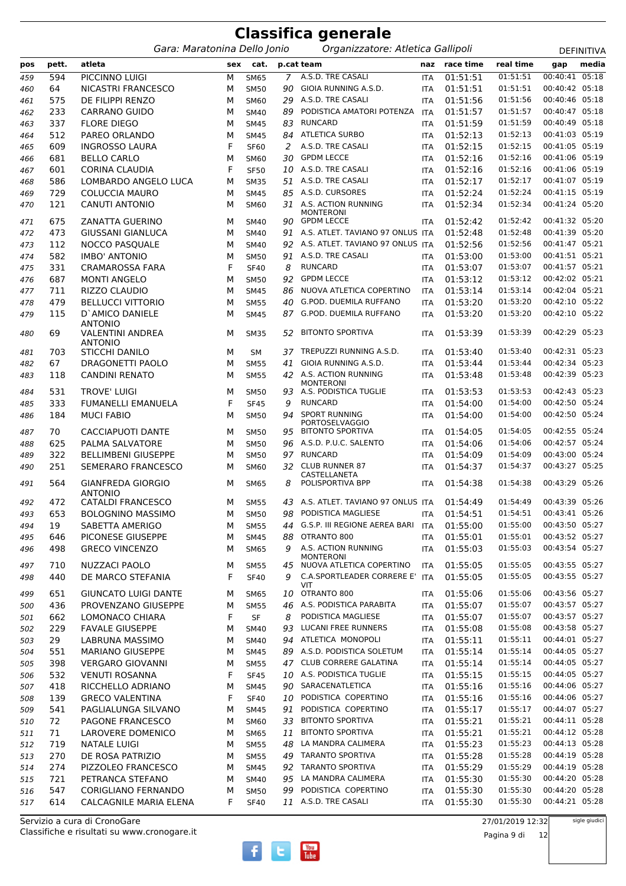# Classifica generale

*Gara: Maratonina Dello Jonio* *Organizzatore: Atletica Gallipoli* DEFINITIVA

| pos | pett. | atleta | sex | cat. | p.cat | team | naz | race time | real time | gap | media |
|---|---|---|---|---|---|---|---|---|---|---|---|
| 459 | 594 | PICCINNO LUIGI | M | SM65 | 7 | A.S.D. TRE CASALI | ITA | 01:51:51 | 01:51:51 | 00:40:41 | 05:18 |
| 460 | 64 | NICASTRI FRANCESCO | M | SM50 | 90 | GIOIA RUNNING A.S.D. | ITA | 01:51:51 | 01:51:51 | 00:40:42 | 05:18 |
| 461 | 575 | DE FILIPPI RENZO | M | SM60 | 29 | A.S.D. TRE CASALI | ITA | 01:51:56 | 01:51:56 | 00:40:46 | 05:18 |
| 462 | 233 | CARRANO GUIDO | M | SM40 | 89 | PODISTICA AMATORI POTENZA | ITA | 01:51:57 | 01:51:57 | 00:40:47 | 05:18 |
| 463 | 337 | FLORE DIEGO | M | SM45 | 83 | RUNCARD | ITA | 01:51:59 | 01:51:59 | 00:40:49 | 05:18 |
| 464 | 512 | PAREO ORLANDO | M | SM45 | 84 | ATLETICA SURBO | ITA | 01:52:13 | 01:52:13 | 00:41:03 | 05:19 |
| 465 | 609 | INGROSSO LAURA | F | SF60 | 2 | A.S.D. TRE CASALI | ITA | 01:52:15 | 01:52:15 | 00:41:05 | 05:19 |
| 466 | 681 | BELLO CARLO | M | SM60 | 30 | GPDM LECCE | ITA | 01:52:16 | 01:52:16 | 00:41:06 | 05:19 |
| 467 | 601 | CORINA CLAUDIA | F | SF50 | 10 | A.S.D. TRE CASALI | ITA | 01:52:16 | 01:52:16 | 00:41:06 | 05:19 |
| 468 | 586 | LOMBARDO ANGELO LUCA | M | SM35 | 51 | A.S.D. TRE CASALI | ITA | 01:52:17 | 01:52:17 | 00:41:07 | 05:19 |
| 469 | 729 | COLUCCIA MAURO | M | SM45 | 85 | A.S.D. CURSORES | ITA | 01:52:24 | 01:52:24 | 00:41:15 | 05:19 |
| 470 | 121 | CANUTI ANTONIO | M | SM60 | 31 | A.S. ACTION RUNNING MONTERONI | ITA | 01:52:34 | 01:52:34 | 00:41:24 | 05:20 |
| 471 | 675 | ZANATTA GUERINO | M | SM40 | 90 | GPDM LECCE | ITA | 01:52:42 | 01:52:42 | 00:41:32 | 05:20 |
| 472 | 473 | GIUSSANI GIANLUCA | M | SM40 | 91 | A.S. ATLET. TAVIANO 97 ONLUS | ITA | 01:52:48 | 01:52:48 | 00:41:39 | 05:20 |
| 473 | 112 | NOCCO PASQUALE | M | SM40 | 92 | A.S. ATLET. TAVIANO 97 ONLUS | ITA | 01:52:56 | 01:52:56 | 00:41:47 | 05:21 |
| 474 | 582 | IMBO' ANTONIO | M | SM50 | 91 | A.S.D. TRE CASALI | ITA | 01:53:00 | 01:53:00 | 00:41:51 | 05:21 |
| 475 | 331 | CRAMAROSSA FARA | F | SF40 | 8 | RUNCARD | ITA | 01:53:07 | 01:53:07 | 00:41:57 | 05:21 |
| 476 | 687 | MONTI ANGELO | M | SM50 | 92 | GPDM LECCE | ITA | 01:53:12 | 01:53:12 | 00:42:02 | 05:21 |
| 477 | 711 | RIZZO CLAUDIO | M | SM45 | 86 | NUOVA ATLETICA COPERTINO | ITA | 01:53:14 | 01:53:14 | 00:42:04 | 05:21 |
| 478 | 479 | BELLUCCI VITTORIO | M | SM55 | 40 | G.POD. DUEMILA RUFFANO | ITA | 01:53:20 | 01:53:20 | 00:42:10 | 05:22 |
| 479 | 115 | D`AMICO DANIELE ANTONIO | M | SM45 | 87 | G.POD. DUEMILA RUFFANO | ITA | 01:53:20 | 01:53:20 | 00:42:10 | 05:22 |
| 480 | 69 | VALENTINI ANDREA ANTONIO | M | SM35 | 52 | BITONTO SPORTIVA | ITA | 01:53:39 | 01:53:39 | 00:42:29 | 05:23 |
| 481 | 703 | STICCHI DANILO | M | SM | 37 | TREPUZZI RUNNING A.S.D. | ITA | 01:53:40 | 01:53:40 | 00:42:31 | 05:23 |
| 482 | 67 | DRAGONETTI PAOLO | M | SM55 | 41 | GIOIA RUNNING A.S.D. | ITA | 01:53:44 | 01:53:44 | 00:42:34 | 05:23 |
| 483 | 118 | CANDINI RENATO | M | SM55 | 42 | A.S. ACTION RUNNING MONTERONI | ITA | 01:53:48 | 01:53:48 | 00:42:39 | 05:23 |
| 484 | 531 | TROVE' LUIGI | M | SM50 | 93 | A.S. PODISTICA TUGLIE | ITA | 01:53:53 | 01:53:53 | 00:42:43 | 05:23 |
| 485 | 333 | FUMANELLI EMANUELA | F | SF45 | 9 | RUNCARD | ITA | 01:54:00 | 01:54:00 | 00:42:50 | 05:24 |
| 486 | 184 | MUCI FABIO | M | SM50 | 94 | SPORT RUNNING PORTOSELVAGGIO | ITA | 01:54:00 | 01:54:00 | 00:42:50 | 05:24 |
| 487 | 70 | CACCIAPUOTI DANTE | M | SM50 | 95 | BITONTO SPORTIVA | ITA | 01:54:05 | 01:54:05 | 00:42:55 | 05:24 |
| 488 | 625 | PALMA SALVATORE | M | SM50 | 96 | A.S.D. P.U.C. SALENTO | ITA | 01:54:06 | 01:54:06 | 00:42:57 | 05:24 |
| 489 | 322 | BELLIMBENI GIUSEPPE | M | SM50 | 97 | RUNCARD | ITA | 01:54:09 | 01:54:09 | 00:43:00 | 05:24 |
| 490 | 251 | SEMERARO FRANCESCO | M | SM60 | 32 | CLUB RUNNER 87 CASTELLANETA | ITA | 01:54:37 | 01:54:37 | 00:43:27 | 05:25 |
| 491 | 564 | GIANFREDA GIORGIO ANTONIO | M | SM65 | 8 | POLISPORTIVA BPP | ITA | 01:54:38 | 01:54:38 | 00:43:29 | 05:26 |
| 492 | 472 | CATALDI FRANCESCO | M | SM55 | 43 | A.S. ATLET. TAVIANO 97 ONLUS | ITA | 01:54:49 | 01:54:49 | 00:43:39 | 05:26 |
| 493 | 653 | BOLOGNINO MASSIMO | M | SM50 | 98 | PODISTICA MAGLIESE | ITA | 01:54:51 | 01:54:51 | 00:43:41 | 05:26 |
| 494 | 19 | SABETTA AMERIGO | M | SM55 | 44 | G.S.P. III REGIONE AEREA BARI | ITA | 01:55:00 | 01:55:00 | 00:43:50 | 05:27 |
| 495 | 646 | PICONESE GIUSEPPE | M | SM45 | 88 | OTRANTO 800 | ITA | 01:55:01 | 01:55:01 | 00:43:52 | 05:27 |
| 496 | 498 | GRECO VINCENZO | M | SM65 | 9 | A.S. ACTION RUNNING MONTERONI | ITA | 01:55:03 | 01:55:03 | 00:43:54 | 05:27 |
| 497 | 710 | NUZZACI PAOLO | M | SM55 | 45 | NUOVA ATLETICA COPERTINO | ITA | 01:55:05 | 01:55:05 | 00:43:55 | 05:27 |
| 498 | 440 | DE MARCO STEFANIA | F | SF40 | 9 | C.A.SPORTLEADER CORRERE E' VIT | ITA | 01:55:05 | 01:55:05 | 00:43:55 | 05:27 |
| 499 | 651 | GIUNCATO LUIGI DANTE | M | SM65 | 10 | OTRANTO 800 | ITA | 01:55:06 | 01:55:06 | 00:43:56 | 05:27 |
| 500 | 436 | PROVENZANO GIUSEPPE | M | SM55 | 46 | A.S. PODISTICA PARABITA | ITA | 01:55:07 | 01:55:07 | 00:43:57 | 05:27 |
| 501 | 662 | LOMONACO CHIARA | F | SF | 8 | PODISTICA MAGLIESE | ITA | 01:55:07 | 01:55:07 | 00:43:57 | 05:27 |
| 502 | 229 | FAVALE GIUSEPPE | M | SM40 | 93 | LUCANI FREE RUNNERS | ITA | 01:55:08 | 01:55:08 | 00:43:58 | 05:27 |
| 503 | 29 | LABRUNA MASSIMO | M | SM40 | 94 | ATLETICA MONOPOLI | ITA | 01:55:11 | 01:55:11 | 00:44:01 | 05:27 |
| 504 | 551 | MARIANO GIUSEPPE | M | SM45 | 89 | A.S.D. PODISTICA SOLETUM | ITA | 01:55:14 | 01:55:14 | 00:44:05 | 05:27 |
| 505 | 398 | VERGARO GIOVANNI | M | SM55 | 47 | CLUB CORRERE GALATINA | ITA | 01:55:14 | 01:55:14 | 00:44:05 | 05:27 |
| 506 | 532 | VENUTI ROSANNA | F | SF45 | 10 | A.S. PODISTICA TUGLIE | ITA | 01:55:15 | 01:55:15 | 00:44:05 | 05:27 |
| 507 | 418 | RICCHELLO ADRIANO | M | SM45 | 90 | SARACENATLETICA | ITA | 01:55:16 | 01:55:16 | 00:44:06 | 05:27 |
| 508 | 139 | GRECO VALENTINA | F | SF40 | 10 | PODISTICA COPERTINO | ITA | 01:55:16 | 01:55:16 | 00:44:06 | 05:27 |
| 509 | 541 | PAGLIALUNGA SILVANO | M | SM45 | 91 | PODISTICA COPERTINO | ITA | 01:55:17 | 01:55:17 | 00:44:07 | 05:27 |
| 510 | 72 | PAGONE FRANCESCO | M | SM60 | 33 | BITONTO SPORTIVA | ITA | 01:55:21 | 01:55:21 | 00:44:11 | 05:28 |
| 511 | 71 | LAROVERE DOMENICO | M | SM65 | 11 | BITONTO SPORTIVA | ITA | 01:55:21 | 01:55:21 | 00:44:12 | 05:28 |
| 512 | 719 | NATALE LUIGI | M | SM55 | 48 | LA MANDRA CALIMERA | ITA | 01:55:23 | 01:55:23 | 00:44:13 | 05:28 |
| 513 | 270 | DE ROSA PATRIZIO | M | SM55 | 49 | TARANTO SPORTIVA | ITA | 01:55:28 | 01:55:28 | 00:44:19 | 05:28 |
| 514 | 274 | PIZZOLEO FRANCESCO | M | SM45 | 92 | TARANTO SPORTIVA | ITA | 01:55:29 | 01:55:29 | 00:44:19 | 05:28 |
| 515 | 721 | PETRANCA STEFANO | M | SM40 | 95 | LA MANDRA CALIMERA | ITA | 01:55:30 | 01:55:30 | 00:44:20 | 05:28 |
| 516 | 547 | CORIGLIANO FERNANDO | M | SM50 | 99 | PODISTICA COPERTINO | ITA | 01:55:30 | 01:55:30 | 00:44:20 | 05:28 |
| 517 | 614 | CALCAGNILE MARIA ELENA | F | SF40 | 11 | A.S.D. TRE CASALI | ITA | 01:55:30 | 01:55:30 | 00:44:21 | 05:28 |

Servizio a cura di CronoGare
Classifiche e risultati su www.cronogare.it

27/01/2019 12:32

sigle giudici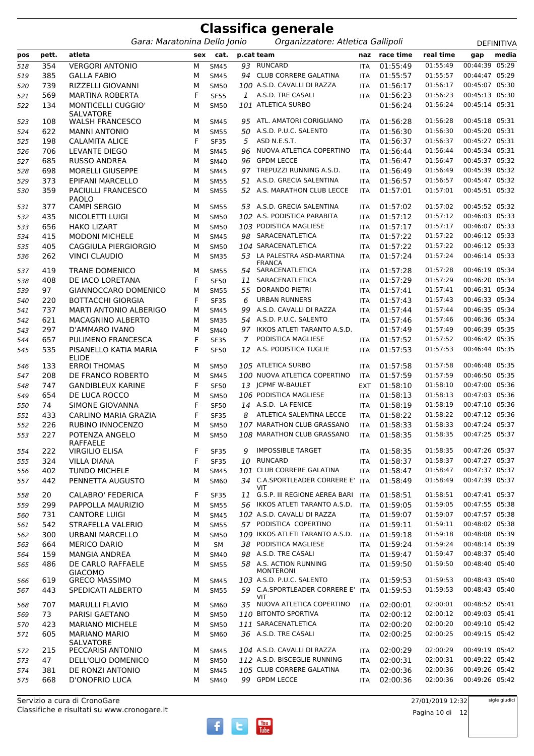# Classifica generale

*Gara: Maratonina Dello Jonio* *Organizzatore: Atletica Gallipoli* DEFINITIVA

| pos | pett. | atleta | sex | cat. | p.cat | team | naz | race time | real time | gap | media |
|---|---|---|---|---|---|---|---|---|---|---|---|
| 518 | 354 | VERGORI ANTONIO | M | SM45 | 93 | RUNCARD | ITA | 01:55:49 | 01:55:49 | 00:44:39 | 05:29 |
| 519 | 385 | GALLA FABIO | M | SM45 | 94 | CLUB CORRERE GALATINA | ITA | 01:55:57 | 01:55:57 | 00:44:47 | 05:29 |
| 520 | 739 | RIZZELLI GIOVANNI | M | SM50 | 100 | A.S.D. CAVALLI DI RAZZA | ITA | 01:56:17 | 01:56:17 | 00:45:07 | 05:30 |
| 521 | 569 | MARTINA ROBERTA | F | SF55 | 1 | A.S.D. TRE CASALI | ITA | 01:56:23 | 01:56:23 | 00:45:13 | 05:30 |
| 522 | 134 | MONTICELLI CUGGIO' SALVATORE | M | SM50 | 101 | ATLETICA SURBO | | 01:56:24 | 01:56:24 | 00:45:14 | 05:31 |
| 523 | 108 | WALSH FRANCESCO | M | SM45 | 95 | ATL. AMATORI CORIGLIANO | ITA | 01:56:28 | 01:56:28 | 00:45:18 | 05:31 |
| 524 | 622 | MANNI ANTONIO | M | SM55 | 50 | A.S.D. P.U.C. SALENTO | ITA | 01:56:30 | 01:56:30 | 00:45:20 | 05:31 |
| 525 | 198 | CALAMITA ALICE | F | SF35 | 5 | ASD N.E.S.T. | ITA | 01:56:37 | 01:56:37 | 00:45:27 | 05:31 |
| 526 | 706 | LEVANTE DIEGO | M | SM45 | 96 | NUOVA ATLETICA COPERTINO | ITA | 01:56:44 | 01:56:44 | 00:45:34 | 05:31 |
| 527 | 685 | RUSSO ANDREA | M | SM40 | 96 | GPDM LECCE | ITA | 01:56:47 | 01:56:47 | 00:45:37 | 05:32 |
| 528 | 698 | MORELLI GIUSEPPE | M | SM45 | 97 | TREPUZZI RUNNING A.S.D. | ITA | 01:56:49 | 01:56:49 | 00:45:39 | 05:32 |
| 529 | 373 | EPIFANI MARCELLO | M | SM55 | 51 | A.S.D. GRECIA SALENTINA | ITA | 01:56:57 | 01:56:57 | 00:45:47 | 05:32 |
| 530 | 359 | PACIULLI FRANCESCO PAOLO | M | SM55 | 52 | A.S. MARATHON CLUB LECCE | ITA | 01:57:01 | 01:57:01 | 00:45:51 | 05:32 |
| 531 | 377 | CAMPI SERGIO | M | SM55 | 53 | A.S.D. GRECIA SALENTINA | ITA | 01:57:02 | 01:57:02 | 00:45:52 | 05:32 |
| 532 | 435 | NICOLETTI LUIGI | M | SM50 | 102 | A.S. PODISTICA PARABITA | ITA | 01:57:12 | 01:57:12 | 00:46:03 | 05:33 |
| 533 | 656 | HAKO LIZART | M | SM50 | 103 | PODISTICA MAGLIESE | ITA | 01:57:17 | 01:57:17 | 00:46:07 | 05:33 |
| 534 | 415 | MODONI MICHELE | M | SM45 | 98 | SARACENATLETICA | ITA | 01:57:22 | 01:57:22 | 00:46:12 | 05:33 |
| 535 | 405 | CAGGIULA PIERGIORGIO | M | SM50 | 104 | SARACENATLETICA | ITA | 01:57:22 | 01:57:22 | 00:46:12 | 05:33 |
| 536 | 262 | VINCI CLAUDIO | M | SM35 | 53 | LA PALESTRA ASD-MARTINA FRANCA | ITA | 01:57:24 | 01:57:24 | 00:46:14 | 05:33 |
| 537 | 419 | TRANE DOMENICO | M | SM55 | 54 | SARACENATLETICA | ITA | 01:57:28 | 01:57:28 | 00:46:19 | 05:34 |
| 538 | 408 | DE IACO LORETANA | F | SF50 | 11 | SARACENATLETICA | ITA | 01:57:29 | 01:57:29 | 00:46:20 | 05:34 |
| 539 | 97 | GIANNOCCARO DOMENICO | M | SM55 | 55 | DORANDO PIETRI | ITA | 01:57:41 | 01:57:41 | 00:46:31 | 05:34 |
| 540 | 220 | BOTTACCHI GIORGIA | F | SF35 | 6 | URBAN RUNNERS | ITA | 01:57:43 | 01:57:43 | 00:46:33 | 05:34 |
| 541 | 737 | MARTI ANTONIO ALBERIGO | M | SM45 | 99 | A.S.D. CAVALLI DI RAZZA | ITA | 01:57:44 | 01:57:44 | 00:46:35 | 05:34 |
| 542 | 621 | MACAGNINO ALBERTO | M | SM35 | 54 | A.S.D. P.U.C. SALENTO | ITA | 01:57:46 | 01:57:46 | 00:46:36 | 05:34 |
| 543 | 297 | D'AMMARO IVANO | M | SM40 | 97 | IKKOS ATLETI TARANTO A.S.D. | | 01:57:49 | 01:57:49 | 00:46:39 | 05:35 |
| 544 | 657 | PULIMENO FRANCESCA | F | SF35 | 7 | PODISTICA MAGLIESE | ITA | 01:57:52 | 01:57:52 | 00:46:42 | 05:35 |
| 545 | 535 | PISANELLO KATIA MARIA ELIDE | F | SF50 | 12 | A.S. PODISTICA TUGLIE | ITA | 01:57:53 | 01:57:53 | 00:46:44 | 05:35 |
| 546 | 133 | ERROI THOMAS | M | SM50 | 105 | ATLETICA SURBO | ITA | 01:57:58 | 01:57:58 | 00:46:48 | 05:35 |
| 547 | 208 | DE FRANCO ROBERTO | M | SM45 | 100 | NUOVA ATLETICA COPERTINO | ITA | 01:57:59 | 01:57:59 | 00:46:50 | 05:35 |
| 548 | 747 | GANDIBLEUX KARINE | F | SF50 | 13 | JCPMF W-BAULET | EXT | 01:58:10 | 01:58:10 | 00:47:00 | 05:36 |
| 549 | 654 | DE LUCA ROCCO | M | SM50 | 106 | PODISTICA MAGLIESE | ITA | 01:58:13 | 01:58:13 | 00:47:03 | 05:36 |
| 550 | 74 | SIMONE GIOVANNA | F | SF50 | 14 | A.S.D. LA FENICE | ITA | 01:58:19 | 01:58:19 | 00:47:10 | 05:36 |
| 551 | 433 | CARLINO MARIA GRAZIA | F | SF35 | 8 | ATLETICA SALENTINA LECCE | ITA | 01:58:22 | 01:58:22 | 00:47:12 | 05:36 |
| 552 | 226 | RUBINO INNOCENZO | M | SM50 | 107 | MARATHON CLUB GRASSANO | ITA | 01:58:33 | 01:58:33 | 00:47:24 | 05:37 |
| 553 | 227 | POTENZA ANGELO RAFFAELE | M | SM50 | 108 | MARATHON CLUB GRASSANO | ITA | 01:58:35 | 01:58:35 | 00:47:25 | 05:37 |
| 554 | 222 | VIRGILIO ELISA | F | SF35 | 9 | IMPOSSIBLE TARGET | ITA | 01:58:35 | 01:58:35 | 00:47:26 | 05:37 |
| 555 | 324 | VILLA DIANA | F | SF35 | 10 | RUNCARD | ITA | 01:58:37 | 01:58:37 | 00:47:27 | 05:37 |
| 556 | 402 | TUNDO MICHELE | M | SM45 | 101 | CLUB CORRERE GALATINA | ITA | 01:58:47 | 01:58:47 | 00:47:37 | 05:37 |
| 557 | 442 | PENNETTA AUGUSTO | M | SM60 | 34 | C.A.SPORTLEADER CORRERE E' VIT | ITA | 01:58:49 | 01:58:49 | 00:47:39 | 05:37 |
| 558 | 20 | CALABRO' FEDERICA | F | SF35 | 11 | G.S.P. III REGIONE AEREA BARI | ITA | 01:58:51 | 01:58:51 | 00:47:41 | 05:37 |
| 559 | 299 | PAPPOLLA MAURIZIO | M | SM55 | 56 | IKKOS ATLETI TARANTO A.S.D. | ITA | 01:59:05 | 01:59:05 | 00:47:55 | 05:38 |
| 560 | 731 | CANTORE LUIGI | M | SM45 | 102 | A.S.D. CAVALLI DI RAZZA | ITA | 01:59:07 | 01:59:07 | 00:47:57 | 05:38 |
| 561 | 542 | STRAFELLA VALERIO | M | SM55 | 57 | PODISTICA COPERTINO | ITA | 01:59:11 | 01:59:11 | 00:48:02 | 05:38 |
| 562 | 300 | URBANI MARCELLO | M | SM50 | 109 | IKKOS ATLETI TARANTO A.S.D. | ITA | 01:59:18 | 01:59:18 | 00:48:08 | 05:39 |
| 563 | 664 | MERICO DARIO | M | SM | 38 | PODISTICA MAGLIESE | ITA | 01:59:24 | 01:59:24 | 00:48:14 | 05:39 |
| 564 | 159 | MANGIA ANDREA | M | SM40 | 98 | A.S.D. TRE CASALI | ITA | 01:59:47 | 01:59:47 | 00:48:37 | 05:40 |
| 565 | 486 | DE CARLO RAFFAELE GIACOMO | M | SM55 | 58 | A.S. ACTION RUNNING MONTERONI | ITA | 01:59:50 | 01:59:50 | 00:48:40 | 05:40 |
| 566 | 619 | GRECO MASSIMO | M | SM45 | 103 | A.S.D. P.U.C. SALENTO | ITA | 01:59:53 | 01:59:53 | 00:48:43 | 05:40 |
| 567 | 443 | SPEDICATI ALBERTO | M | SM55 | 59 | C.A.SPORTLEADER CORRERE E' VIT | ITA | 01:59:53 | 01:59:53 | 00:48:43 | 05:40 |
| 568 | 707 | MARULLI FLAVIO | M | SM60 | 35 | NUOVA ATLETICA COPERTINO | ITA | 02:00:01 | 02:00:01 | 00:48:52 | 05:41 |
| 569 | 73 | PARISI GAETANO | M | SM50 | 110 | BITONTO SPORTIVA | ITA | 02:00:12 | 02:00:12 | 00:49:03 | 05:41 |
| 570 | 423 | MARIANO MICHELE | M | SM50 | 111 | SARACENATLETICA | ITA | 02:00:20 | 02:00:20 | 00:49:10 | 05:42 |
| 571 | 605 | MARIANO MARIO SALVATORE | M | SM60 | 36 | A.S.D. TRE CASALI | ITA | 02:00:25 | 02:00:25 | 00:49:15 | 05:42 |
| 572 | 215 | PECCARISI ANTONIO | M | SM45 | 104 | A.S.D. CAVALLI DI RAZZA | ITA | 02:00:29 | 02:00:29 | 00:49:19 | 05:42 |
| 573 | 47 | DELL'OLIO DOMENICO | M | SM50 | 112 | A.S.D. BISCEGLIE RUNNING | ITA | 02:00:31 | 02:00:31 | 00:49:22 | 05:42 |
| 574 | 381 | DE RONZI ANTONIO | M | SM45 | 105 | CLUB CORRERE GALATINA | ITA | 02:00:36 | 02:00:36 | 00:49:26 | 05:42 |
| 575 | 668 | D'ONOFRIO LUCA | M | SM40 | 99 | GPDM LECCE | ITA | 02:00:36 | 02:00:36 | 00:49:26 | 05:42 |

Servizio a cura di CronoGare
Classifiche e risultati su www.cronogare.it

27/01/2019 12:32

sigle giudici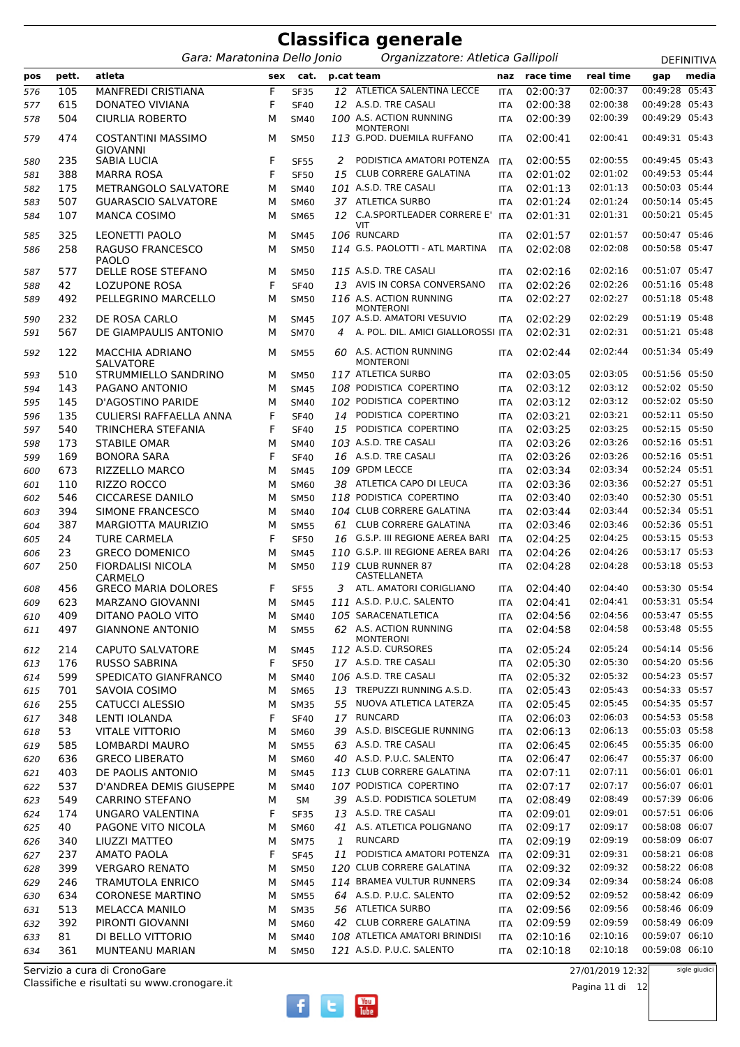# Classifica generale

*Gara: Maratonina Dello Jonio* *Organizzatore: Atletica Gallipoli* DEFINITIVA

| pos | pett. | atleta | sex | cat. | p.cat | team | naz | race time | real time | gap | media |
|---|---|---|---|---|---|---|---|---|---|---|---|
| 576 | 105 | MANFREDI CRISTIANA | F | SF35 | 12 | ATLETICA SALENTINA LECCE | ITA | 02:00:37 | 02:00:37 | 00:49:28 | 05:43 |
| 577 | 615 | DONATEO VIVIANA | F | SF40 | 12 | A.S.D. TRE CASALI | ITA | 02:00:38 | 02:00:38 | 00:49:28 | 05:43 |
| 578 | 504 | CIURLIA ROBERTO | M | SM40 | 100 | A.S. ACTION RUNNING MONTERONI | ITA | 02:00:39 | 02:00:39 | 00:49:29 | 05:43 |
| 579 | 474 | COSTANTINI MASSIMO GIOVANNI | M | SM50 | 113 | G.POD. DUEMILA RUFFANO | ITA | 02:00:41 | 02:00:41 | 00:49:31 | 05:43 |
| 580 | 235 | SABIA LUCIA | F | SF55 | 2 | PODISTICA AMATORI POTENZA | ITA | 02:00:55 | 02:00:55 | 00:49:45 | 05:43 |
| 581 | 388 | MARRA ROSA | F | SF50 | 15 | CLUB CORRERE GALATINA | ITA | 02:01:02 | 02:01:02 | 00:49:53 | 05:44 |
| 582 | 175 | METRANGOLO SALVATORE | M | SM40 | 101 | A.S.D. TRE CASALI | ITA | 02:01:13 | 02:01:13 | 00:50:03 | 05:44 |
| 583 | 507 | GUARASCIO SALVATORE | M | SM60 | 37 | ATLETICA SURBO | ITA | 02:01:24 | 02:01:24 | 00:50:14 | 05:45 |
| 584 | 107 | MANCA COSIMO | M | SM65 | 12 | C.A.SPORTLEADER CORRERE E' VIT | ITA | 02:01:31 | 02:01:31 | 00:50:21 | 05:45 |
| 585 | 325 | LEONETTI PAOLO | M | SM45 | 106 | RUNCARD | ITA | 02:01:57 | 02:01:57 | 00:50:47 | 05:46 |
| 586 | 258 | RAGUSO FRANCESCO PAOLO | M | SM50 | 114 | G.S. PAOLOTTI - ATL MARTINA | ITA | 02:02:08 | 02:02:08 | 00:50:58 | 05:47 |
| 587 | 577 | DELLE ROSE STEFANO | M | SM50 | 115 | A.S.D. TRE CASALI | ITA | 02:02:16 | 02:02:16 | 00:51:07 | 05:47 |
| 588 | 42 | LOZUPONE ROSA | F | SF40 | 13 | AVIS IN CORSA CONVERSANO | ITA | 02:02:26 | 02:02:26 | 00:51:16 | 05:48 |
| 589 | 492 | PELLEGRINO MARCELLO | M | SM50 | 116 | A.S. ACTION RUNNING MONTERONI | ITA | 02:02:27 | 02:02:27 | 00:51:18 | 05:48 |
| 590 | 232 | DE ROSA CARLO | M | SM45 | 107 | A.S.D. AMATORI VESUVIO | ITA | 02:02:29 | 02:02:29 | 00:51:19 | 05:48 |
| 591 | 567 | DE GIAMPAULIS ANTONIO | M | SM70 | 4 | A. POL. DIL. AMICI GIALLOROSSI | ITA | 02:02:31 | 02:02:31 | 00:51:21 | 05:48 |
| 592 | 122 | MACCHIA ADRIANO SALVATORE | M | SM55 | 60 | A.S. ACTION RUNNING MONTERONI | ITA | 02:02:44 | 02:02:44 | 00:51:34 | 05:49 |
| 593 | 510 | STRUMMIELLO SANDRINO | M | SM50 | 117 | ATLETICA SURBO | ITA | 02:03:05 | 02:03:05 | 00:51:56 | 05:50 |
| 594 | 143 | PAGANO ANTONIO | M | SM45 | 108 | PODISTICA COPERTINO | ITA | 02:03:12 | 02:03:12 | 00:52:02 | 05:50 |
| 595 | 145 | D'AGOSTINO PARIDE | M | SM40 | 102 | PODISTICA COPERTINO | ITA | 02:03:12 | 02:03:12 | 00:52:02 | 05:50 |
| 596 | 135 | CULIERSI RAFFAELLA ANNA | F | SF40 | 14 | PODISTICA COPERTINO | ITA | 02:03:21 | 02:03:21 | 00:52:11 | 05:50 |
| 597 | 540 | TRINCHERA STEFANIA | F | SF40 | 15 | PODISTICA COPERTINO | ITA | 02:03:25 | 02:03:25 | 00:52:15 | 05:50 |
| 598 | 173 | STABILE OMAR | M | SM40 | 103 | A.S.D. TRE CASALI | ITA | 02:03:26 | 02:03:26 | 00:52:16 | 05:51 |
| 599 | 169 | BONORA SARA | F | SF40 | 16 | A.S.D. TRE CASALI | ITA | 02:03:26 | 02:03:26 | 00:52:16 | 05:51 |
| 600 | 673 | RIZZELLO MARCO | M | SM45 | 109 | GPDM LECCE | ITA | 02:03:34 | 02:03:34 | 00:52:24 | 05:51 |
| 601 | 110 | RIZZO ROCCO | M | SM60 | 38 | ATLETICA CAPO DI LEUCA | ITA | 02:03:36 | 02:03:36 | 00:52:27 | 05:51 |
| 602 | 546 | CICCARESE DANILO | M | SM50 | 118 | PODISTICA COPERTINO | ITA | 02:03:40 | 02:03:40 | 00:52:30 | 05:51 |
| 603 | 394 | SIMONE FRANCESCO | M | SM40 | 104 | CLUB CORRERE GALATINA | ITA | 02:03:44 | 02:03:44 | 00:52:34 | 05:51 |
| 604 | 387 | MARGIOTTA MAURIZIO | M | SM55 | 61 | CLUB CORRERE GALATINA | ITA | 02:03:46 | 02:03:46 | 00:52:36 | 05:51 |
| 605 | 24 | TURE CARMELA | F | SF50 | 16 | G.S.P. III REGIONE AEREA BARI | ITA | 02:04:25 | 02:04:25 | 00:53:15 | 05:53 |
| 606 | 23 | GRECO DOMENICO | M | SM45 | 110 | G.S.P. III REGIONE AEREA BARI | ITA | 02:04:26 | 02:04:26 | 00:53:17 | 05:53 |
| 607 | 250 | FIORDALISI NICOLA CARMELO | M | SM50 | 119 | CLUB RUNNER 87 CASTELLANETA | ITA | 02:04:28 | 02:04:28 | 00:53:18 | 05:53 |
| 608 | 456 | GRECO MARIA DOLORES | F | SF55 | 3 | ATL. AMATORI CORIGLIANO | ITA | 02:04:40 | 02:04:40 | 00:53:30 | 05:54 |
| 609 | 623 | MARZANO GIOVANNI | M | SM45 | 111 | A.S.D. P.U.C. SALENTO | ITA | 02:04:41 | 02:04:41 | 00:53:31 | 05:54 |
| 610 | 409 | DITANO PAOLO VITO | M | SM40 | 105 | SARACENATLETICA | ITA | 02:04:56 | 02:04:56 | 00:53:47 | 05:55 |
| 611 | 497 | GIANNONE ANTONIO | M | SM55 | 62 | A.S. ACTION RUNNING MONTERONI | ITA | 02:04:58 | 02:04:58 | 00:53:48 | 05:55 |
| 612 | 214 | CAPUTO SALVATORE | M | SM45 | 112 | A.S.D. CURSORES | ITA | 02:05:24 | 02:05:24 | 00:54:14 | 05:56 |
| 613 | 176 | RUSSO SABRINA | F | SF50 | 17 | A.S.D. TRE CASALI | ITA | 02:05:30 | 02:05:30 | 00:54:20 | 05:56 |
| 614 | 599 | SPEDICATO GIANFRANCO | M | SM40 | 106 | A.S.D. TRE CASALI | ITA | 02:05:32 | 02:05:32 | 00:54:23 | 05:57 |
| 615 | 701 | SAVOIA COSIMO | M | SM65 | 13 | TREPUZZI RUNNING A.S.D. | ITA | 02:05:43 | 02:05:43 | 00:54:33 | 05:57 |
| 616 | 255 | CATUCCI ALESSIO | M | SM35 | 55 | NUOVA ATLETICA LATERZA | ITA | 02:05:45 | 02:05:45 | 00:54:35 | 05:57 |
| 617 | 348 | LENTI IOLANDA | F | SF40 | 17 | RUNCARD | ITA | 02:06:03 | 02:06:03 | 00:54:53 | 05:58 |
| 618 | 53 | VITALE VITTORIO | M | SM60 | 39 | A.S.D. BISCEGLIE RUNNING | ITA | 02:06:13 | 02:06:13 | 00:55:03 | 05:58 |
| 619 | 585 | LOMBARDI MAURO | M | SM55 | 63 | A.S.D. TRE CASALI | ITA | 02:06:45 | 02:06:45 | 00:55:35 | 06:00 |
| 620 | 636 | GRECO LIBERATO | M | SM60 | 40 | A.S.D. P.U.C. SALENTO | ITA | 02:06:47 | 02:06:47 | 00:55:37 | 06:00 |
| 621 | 403 | DE PAOLIS ANTONIO | M | SM45 | 113 | CLUB CORRERE GALATINA | ITA | 02:07:11 | 02:07:11 | 00:56:01 | 06:01 |
| 622 | 537 | D'ANDREA DEMIS GIUSEPPE | M | SM40 | 107 | PODISTICA COPERTINO | ITA | 02:07:17 | 02:07:17 | 00:56:07 | 06:01 |
| 623 | 549 | CARRINO STEFANO | M | SM | 39 | A.S.D. PODISTICA SOLETUM | ITA | 02:08:49 | 02:08:49 | 00:57:39 | 06:06 |
| 624 | 174 | UNGARO VALENTINA | F | SF35 | 13 | A.S.D. TRE CASALI | ITA | 02:09:01 | 02:09:01 | 00:57:51 | 06:06 |
| 625 | 40 | PAGONE VITO NICOLA | M | SM60 | 41 | A.S. ATLETICA POLIGNANO | ITA | 02:09:17 | 02:09:17 | 00:58:08 | 06:07 |
| 626 | 340 | LIUZZI MATTEO | M | SM75 | 1 | RUNCARD | ITA | 02:09:19 | 02:09:19 | 00:58:09 | 06:07 |
| 627 | 237 | AMATO PAOLA | F | SF45 | 11 | PODISTICA AMATORI POTENZA | ITA | 02:09:31 | 02:09:31 | 00:58:21 | 06:08 |
| 628 | 399 | VERGARO RENATO | M | SM50 | 120 | CLUB CORRERE GALATINA | ITA | 02:09:32 | 02:09:32 | 00:58:22 | 06:08 |
| 629 | 246 | TRAMUTOLA ENRICO | M | SM45 | 114 | BRAMEA VULTUR RUNNERS | ITA | 02:09:34 | 02:09:34 | 00:58:24 | 06:08 |
| 630 | 634 | CORONESE MARTINO | M | SM55 | 64 | A.S.D. P.U.C. SALENTO | ITA | 02:09:52 | 02:09:52 | 00:58:42 | 06:09 |
| 631 | 513 | MELACCA MANILO | M | SM35 | 56 | ATLETICA SURBO | ITA | 02:09:56 | 02:09:56 | 00:58:46 | 06:09 |
| 632 | 392 | PIRONTI GIOVANNI | M | SM60 | 42 | CLUB CORRERE GALATINA | ITA | 02:09:59 | 02:09:59 | 00:58:49 | 06:09 |
| 633 | 81 | DI BELLO VITTORIO | M | SM40 | 108 | ATLETICA AMATORI BRINDISI | ITA | 02:10:16 | 02:10:16 | 00:59:07 | 06:10 |
| 634 | 361 | MUNTEANU MARIAN | M | SM50 | 121 | A.S.D. P.U.C. SALENTO | ITA | 02:10:18 | 02:10:18 | 00:59:08 | 06:10 |

Servizio a cura di CronoGare
Classifiche e risultati su www.cronogare.it

27/01/2019 12:32

sigle giudici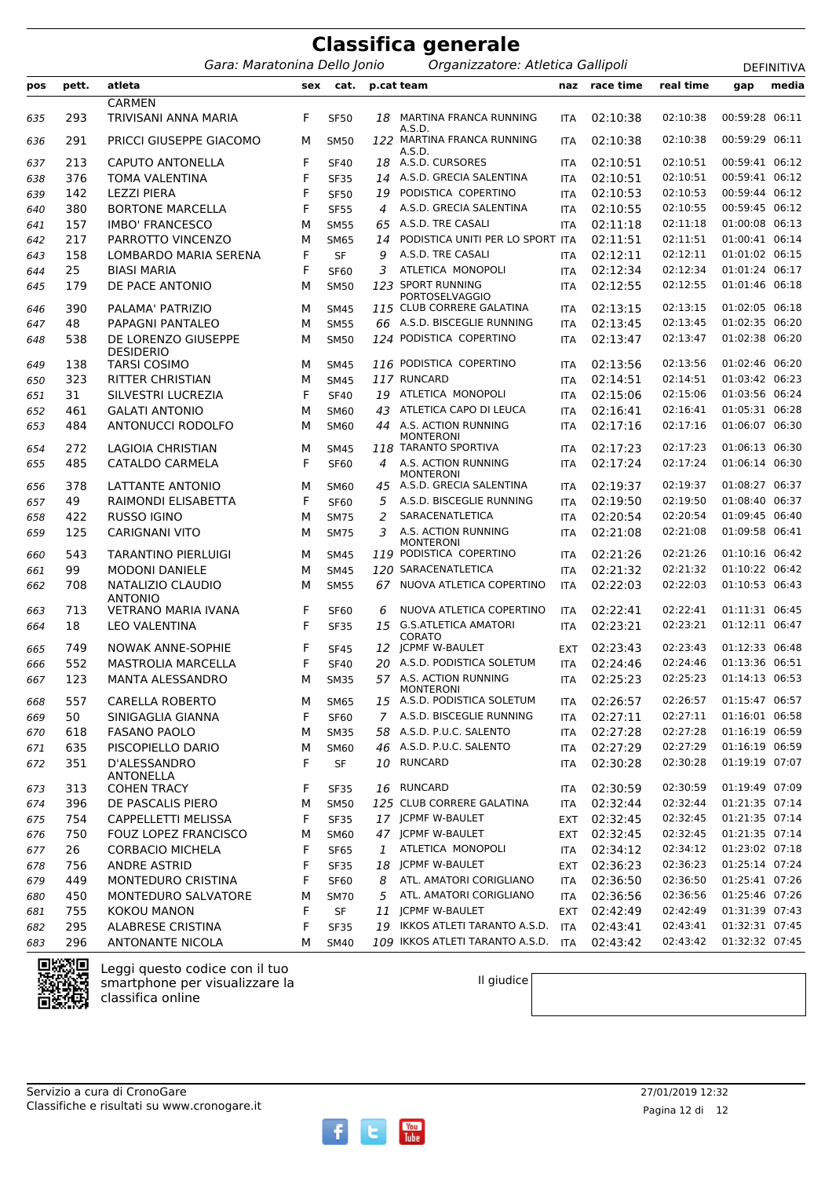# Classifica generale

*Gara: Maratonina Dello Jonio* *Organizzatore: Atletica Gallipoli* DEFINITIVA

| pos | pett. | atleta | sex | cat. | p.cat | team | naz | race time | real time | gap | media |
|---|---|---|---|---|---|---|---|---|---|---|---|
| | | CARMEN | | | | | | | | | |
| 635 | 293 | TRIVISANI ANNA MARIA | F | SF50 | 18 | MARTINA FRANCA RUNNING A.S.D. | ITA | 02:10:38 | 02:10:38 | 00:59:28 | 06:11 |
| 636 | 291 | PRICCI GIUSEPPE GIACOMO | M | SM50 | 122 | MARTINA FRANCA RUNNING A.S.D. | ITA | 02:10:38 | 02:10:38 | 00:59:29 | 06:11 |
| 637 | 213 | CAPUTO ANTONELLA | F | SF40 | 18 | A.S.D. CURSORES | ITA | 02:10:51 | 02:10:51 | 00:59:41 | 06:12 |
| 638 | 376 | TOMA VALENTINA | F | SF35 | 14 | A.S.D. GRECIA SALENTINA | ITA | 02:10:51 | 02:10:51 | 00:59:41 | 06:12 |
| 639 | 142 | LEZZI PIERA | F | SF50 | 19 | PODISTICA COPERTINO | ITA | 02:10:53 | 02:10:53 | 00:59:44 | 06:12 |
| 640 | 380 | BORTONE MARCELLA | F | SF55 | 4 | A.S.D. GRECIA SALENTINA | ITA | 02:10:55 | 02:10:55 | 00:59:45 | 06:12 |
| 641 | 157 | IMBO' FRANCESCO | M | SM55 | 65 | A.S.D. TRE CASALI | ITA | 02:11:18 | 02:11:18 | 01:00:08 | 06:13 |
| 642 | 217 | PARROTTO VINCENZO | M | SM65 | 14 | PODISTICA UNITI PER LO SPORT | ITA | 02:11:51 | 02:11:51 | 01:00:41 | 06:14 |
| 643 | 158 | LOMBARDO MARIA SERENA | F | SF | 9 | A.S.D. TRE CASALI | ITA | 02:12:11 | 02:12:11 | 01:01:02 | 06:15 |
| 644 | 25 | BIASI MARIA | F | SF60 | 3 | ATLETICA MONOPOLI | ITA | 02:12:34 | 02:12:34 | 01:01:24 | 06:17 |
| 645 | 179 | DE PACE ANTONIO | M | SM50 | 123 | SPORT RUNNING PORTOSELVAGGIO | ITA | 02:12:55 | 02:12:55 | 01:01:46 | 06:18 |
| 646 | 390 | PALAMA' PATRIZIO | M | SM45 | 115 | CLUB CORRERE GALATINA | ITA | 02:13:15 | 02:13:15 | 01:02:05 | 06:18 |
| 647 | 48 | PAPAGNI PANTALEO | M | SM55 | 66 | A.S.D. BISCEGLIE RUNNING | ITA | 02:13:45 | 02:13:45 | 01:02:35 | 06:20 |
| 648 | 538 | DE LORENZO GIUSEPPE DESIDERIO | M | SM50 | 124 | PODISTICA COPERTINO | ITA | 02:13:47 | 02:13:47 | 01:02:38 | 06:20 |
| 649 | 138 | TARSI COSIMO | M | SM45 | 116 | PODISTICA COPERTINO | ITA | 02:13:56 | 02:13:56 | 01:02:46 | 06:20 |
| 650 | 323 | RITTER CHRISTIAN | M | SM45 | 117 | RUNCARD | ITA | 02:14:51 | 02:14:51 | 01:03:42 | 06:23 |
| 651 | 31 | SILVESTRI LUCREZIA | F | SF40 | 19 | ATLETICA MONOPOLI | ITA | 02:15:06 | 02:15:06 | 01:03:56 | 06:24 |
| 652 | 461 | GALATI ANTONIO | M | SM60 | 43 | ATLETICA CAPO DI LEUCA | ITA | 02:16:41 | 02:16:41 | 01:05:31 | 06:28 |
| 653 | 484 | ANTONUCCI RODOLFO | M | SM60 | 44 | A.S. ACTION RUNNING MONTERONI | ITA | 02:17:16 | 02:17:16 | 01:06:07 | 06:30 |
| 654 | 272 | LAGIOIA CHRISTIAN | M | SM45 | 118 | TARANTO SPORTIVA | ITA | 02:17:23 | 02:17:23 | 01:06:13 | 06:30 |
| 655 | 485 | CATALDO CARMELA | F | SF60 | 4 | A.S. ACTION RUNNING MONTERONI | ITA | 02:17:24 | 02:17:24 | 01:06:14 | 06:30 |
| 656 | 378 | LATTANTE ANTONIO | M | SM60 | 45 | A.S.D. GRECIA SALENTINA | ITA | 02:19:37 | 02:19:37 | 01:08:27 | 06:37 |
| 657 | 49 | RAIMONDI ELISABETTA | F | SF60 | 5 | A.S.D. BISCEGLIE RUNNING | ITA | 02:19:50 | 02:19:50 | 01:08:40 | 06:37 |
| 658 | 422 | RUSSO IGINO | M | SM75 | 2 | SARACENATLETICA | ITA | 02:20:54 | 02:20:54 | 01:09:45 | 06:40 |
| 659 | 125 | CARIGNANI VITO | M | SM75 | 3 | A.S. ACTION RUNNING MONTERONI | ITA | 02:21:08 | 02:21:08 | 01:09:58 | 06:41 |
| 660 | 543 | TARANTINO PIERLUIGI | M | SM45 | 119 | PODISTICA COPERTINO | ITA | 02:21:26 | 02:21:26 | 01:10:16 | 06:42 |
| 661 | 99 | MODONI DANIELE | M | SM45 | 120 | SARACENATLETICA | ITA | 02:21:32 | 02:21:32 | 01:10:22 | 06:42 |
| 662 | 708 | NATALIZIO CLAUDIO ANTONIO | M | SM55 | 67 | NUOVA ATLETICA COPERTINO | ITA | 02:22:03 | 02:22:03 | 01:10:53 | 06:43 |
| 663 | 713 | VETRANO MARIA IVANA | F | SF60 | 6 | NUOVA ATLETICA COPERTINO | ITA | 02:22:41 | 02:22:41 | 01:11:31 | 06:45 |
| 664 | 18 | LEO VALENTINA | F | SF35 | 15 | G.S.ATLETICA AMATORI CORATO | ITA | 02:23:21 | 02:23:21 | 01:12:11 | 06:47 |
| 665 | 749 | NOWAK ANNE-SOPHIE | F | SF45 | 12 | JCPMF W-BAULET | EXT | 02:23:43 | 02:23:43 | 01:12:33 | 06:48 |
| 666 | 552 | MASTROLIA MARCELLA | F | SF40 | 20 | A.S.D. PODISTICA SOLETUM | ITA | 02:24:46 | 02:24:46 | 01:13:36 | 06:51 |
| 667 | 123 | MANTA ALESSANDRO | M | SM35 | 57 | A.S. ACTION RUNNING MONTERONI | ITA | 02:25:23 | 02:25:23 | 01:14:13 | 06:53 |
| 668 | 557 | CARELLA ROBERTO | M | SM65 | 15 | A.S.D. PODISTICA SOLETUM | ITA | 02:26:57 | 02:26:57 | 01:15:47 | 06:57 |
| 669 | 50 | SINIGAGLIA GIANNA | F | SF60 | 7 | A.S.D. BISCEGLIE RUNNING | ITA | 02:27:11 | 02:27:11 | 01:16:01 | 06:58 |
| 670 | 618 | FASANO PAOLO | M | SM35 | 58 | A.S.D. P.U.C. SALENTO | ITA | 02:27:28 | 02:27:28 | 01:16:19 | 06:59 |
| 671 | 635 | PISCOPIELLO DARIO | M | SM60 | 46 | A.S.D. P.U.C. SALENTO | ITA | 02:27:29 | 02:27:29 | 01:16:19 | 06:59 |
| 672 | 351 | D'ALESSANDRO ANTONELLA | F | SF | 10 | RUNCARD | ITA | 02:30:28 | 02:30:28 | 01:19:19 | 07:07 |
| 673 | 313 | COHEN TRACY | F | SF35 | 16 | RUNCARD | ITA | 02:30:59 | 02:30:59 | 01:19:49 | 07:09 |
| 674 | 396 | DE PASCALIS PIERO | M | SM50 | 125 | CLUB CORRERE GALATINA | ITA | 02:32:44 | 02:32:44 | 01:21:35 | 07:14 |
| 675 | 754 | CAPPELLETTI MELISSA | F | SF35 | 17 | JCPMF W-BAULET | EXT | 02:32:45 | 02:32:45 | 01:21:35 | 07:14 |
| 676 | 750 | FOUZ LOPEZ FRANCISCO | M | SM60 | 47 | JCPMF W-BAULET | EXT | 02:32:45 | 02:32:45 | 01:21:35 | 07:14 |
| 677 | 26 | CORBACIO MICHELA | F | SF65 | 1 | ATLETICA MONOPOLI | ITA | 02:34:12 | 02:34:12 | 01:23:02 | 07:18 |
| 678 | 756 | ANDRE ASTRID | F | SF35 | 18 | JCPMF W-BAULET | EXT | 02:36:23 | 02:36:23 | 01:25:14 | 07:24 |
| 679 | 449 | MONTEDURO CRISTINA | F | SF60 | 8 | ATL. AMATORI CORIGLIANO | ITA | 02:36:50 | 02:36:50 | 01:25:41 | 07:26 |
| 680 | 450 | MONTEDURO SALVATORE | M | SM70 | 5 | ATL. AMATORI CORIGLIANO | ITA | 02:36:56 | 02:36:56 | 01:25:46 | 07:26 |
| 681 | 755 | KOKOU MANON | F | SF | 11 | JCPMF W-BAULET | EXT | 02:42:49 | 02:42:49 | 01:31:39 | 07:43 |
| 682 | 295 | ALABRESE CRISTINA | F | SF35 | 19 | IKKOS ATLETI TARANTO A.S.D. | ITA | 02:43:41 | 02:43:41 | 01:32:31 | 07:45 |
| 683 | 296 | ANTONANTE NICOLA | M | SM40 | 109 | IKKOS ATLETI TARANTO A.S.D. | ITA | 02:43:42 | 02:43:42 | 01:32:32 | 07:45 |

Leggi questo codice con il tuo smartphone per visualizzare la classifica online

Il giudice

Servizio a cura di CronoGare
Classifiche e risultati su www.cronogare.it

27/01/2019 12:32